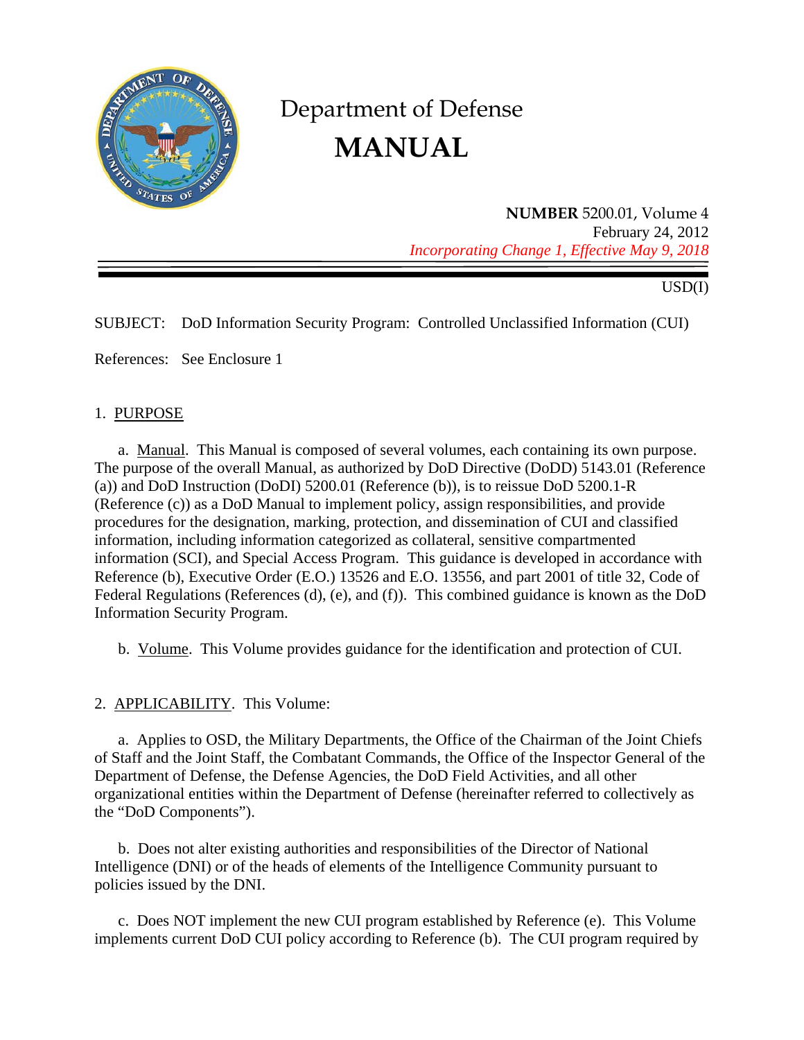# Department of Defense
# MANUAL

**NUMBER** 5200.01, Volume 4
February 24, 2012
*Incorporating Change 1, Effective May 9, 2018*

USD(I)

SUBJECT: DoD Information Security Program: Controlled Unclassified Information (CUI)

References: See Enclosure 1

1. PURPOSE

a. Manual. This Manual is composed of several volumes, each containing its own purpose. The purpose of the overall Manual, as authorized by DoD Directive (DoDD) 5143.01 (Reference (a)) and DoD Instruction (DoDI) 5200.01 (Reference (b)), is to reissue DoD 5200.1-R (Reference (c)) as a DoD Manual to implement policy, assign responsibilities, and provide procedures for the designation, marking, protection, and dissemination of CUI and classified information, including information categorized as collateral, sensitive compartmented information (SCI), and Special Access Program. This guidance is developed in accordance with Reference (b), Executive Order (E.O.) 13526 and E.O. 13556, and part 2001 of title 32, Code of Federal Regulations (References (d), (e), and (f)). This combined guidance is known as the DoD Information Security Program.

b. Volume. This Volume provides guidance for the identification and protection of CUI.

2. APPLICABILITY. This Volume:

a. Applies to OSD, the Military Departments, the Office of the Chairman of the Joint Chiefs of Staff and the Joint Staff, the Combatant Commands, the Office of the Inspector General of the Department of Defense, the Defense Agencies, the DoD Field Activities, and all other organizational entities within the Department of Defense (hereinafter referred to collectively as the "DoD Components").

b. Does not alter existing authorities and responsibilities of the Director of National Intelligence (DNI) or of the heads of elements of the Intelligence Community pursuant to policies issued by the DNI.

c. Does NOT implement the new CUI program established by Reference (e). This Volume implements current DoD CUI policy according to Reference (b). The CUI program required by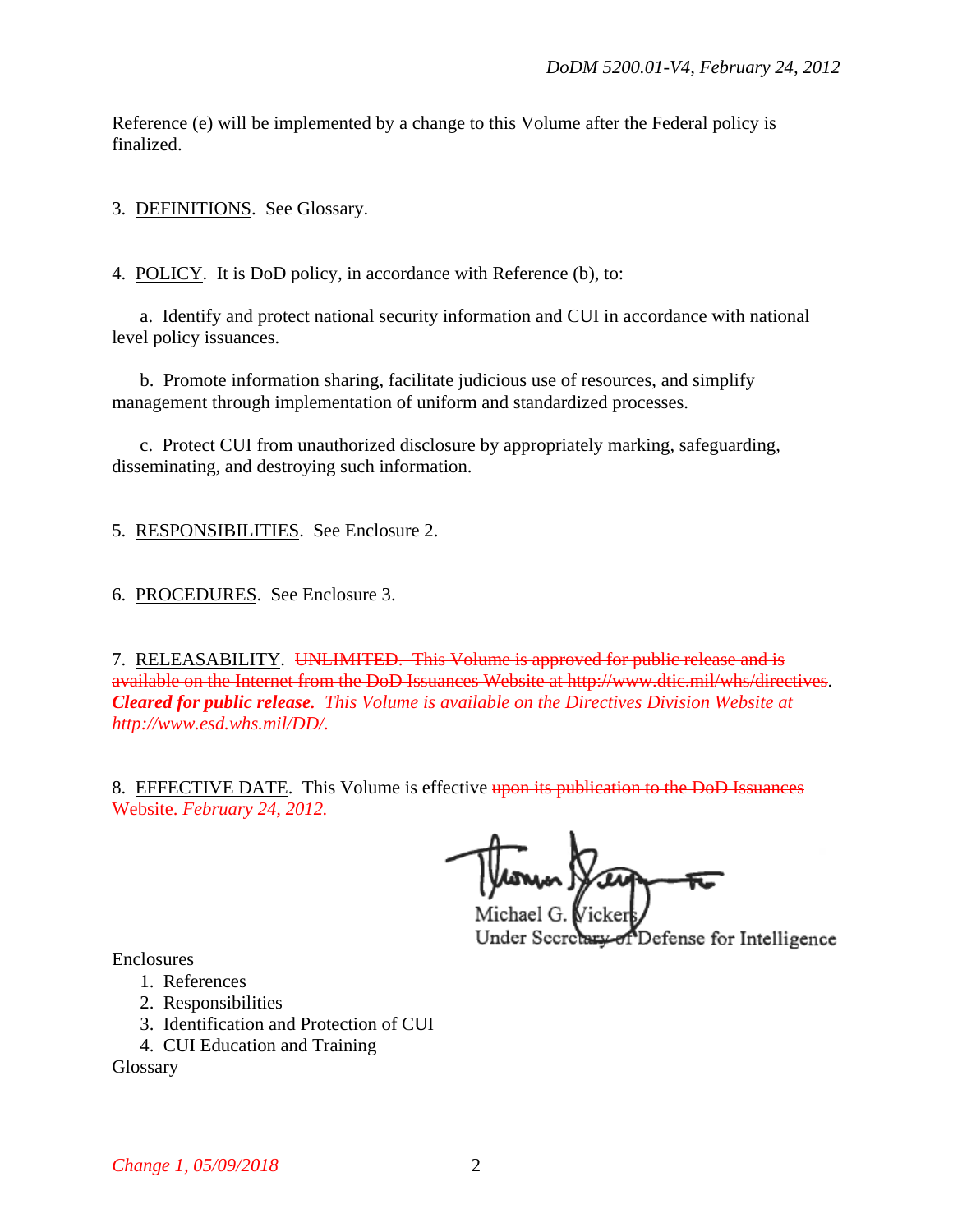Reference (e) will be implemented by a change to this Volume after the Federal policy is finalized.

3. DEFINITIONS. See Glossary.

4. POLICY. It is DoD policy, in accordance with Reference (b), to:

a. Identify and protect national security information and CUI in accordance with national level policy issuances.

b. Promote information sharing, facilitate judicious use of resources, and simplify management through implementation of uniform and standardized processes.

c. Protect CUI from unauthorized disclosure by appropriately marking, safeguarding, disseminating, and destroying such information.

5. RESPONSIBILITIES. See Enclosure 2.

6. PROCEDURES. See Enclosure 3.

7. RELEASABILITY. ~~UNLIMITED. This Volume is approved for public release and is available on the Internet from the DoD Issuances Website at http://www.dtic.mil/whs/directives~~. ***Cleared for public release.*** *This Volume is available on the Directives Division Website at http://www.esd.whs.mil/DD/.*

8. EFFECTIVE DATE. This Volume is effective ~~upon its publication to the DoD Issuances Website.~~ *February 24, 2012.*

Michael G. Vickers
Under Secretary of Defense for Intelligence

Enclosures
1. References
2. Responsibilities
3. Identification and Protection of CUI
4. CUI Education and Training

Glossary

*Change 1, 05/09/2018*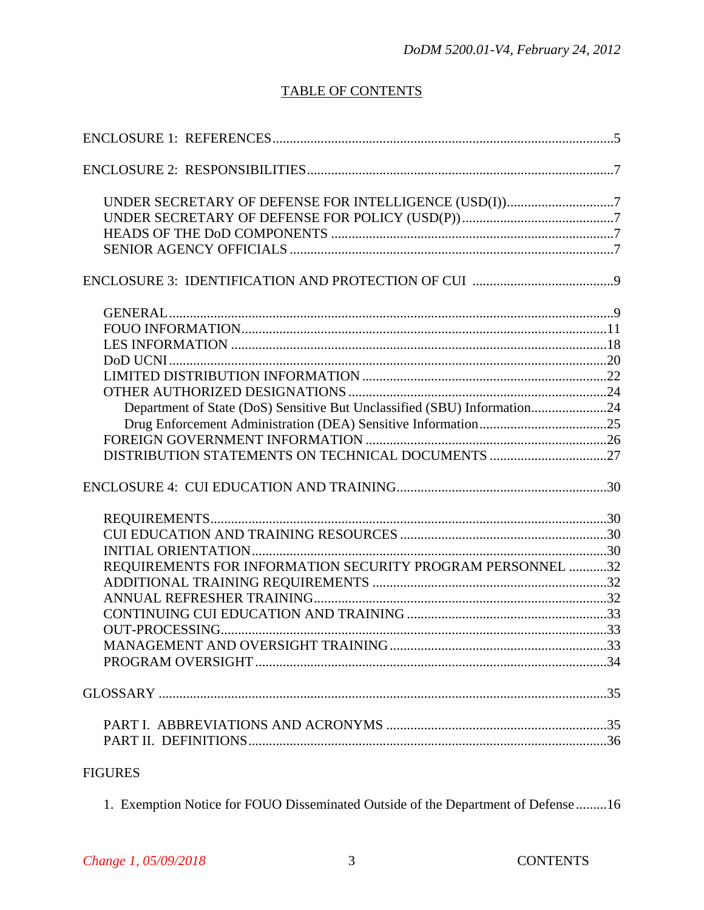# TABLE OF CONTENTS

ENCLOSURE 1: REFERENCES ....................................................................................................5

ENCLOSURE 2: RESPONSIBILITIES ........................................................................................7

- UNDER SECRETARY OF DEFENSE FOR INTELLIGENCE (USD(I))...............................7
- UNDER SECRETARY OF DEFENSE FOR POLICY (USD(P))............................................7
- HEADS OF THE DoD COMPONENTS .................................................................................7
- SENIOR AGENCY OFFICIALS .............................................................................................7

ENCLOSURE 3: IDENTIFICATION AND PROTECTION OF CUI .........................................9

- GENERAL ...............................................................................................................................9
- FOUO INFORMATION.........................................................................................................11
- LES INFORMATION ............................................................................................................18
- DoD UCNI ..............................................................................................................................20
- LIMITED DISTRIBUTION INFORMATION ......................................................................22
- OTHER AUTHORIZED DESIGNATIONS ..........................................................................24
  - Department of State (DoS) Sensitive But Unclassified (SBU) Information......................24
  - Drug Enforcement Administration (DEA) Sensitive Information.....................................25
- FOREIGN GOVERNMENT INFORMATION .....................................................................26
- DISTRIBUTION STATEMENTS ON TECHNICAL DOCUMENTS ..................................27

ENCLOSURE 4: CUI EDUCATION AND TRAINING.............................................................30

- REQUIREMENTS..................................................................................................................30
- CUI EDUCATION AND TRAINING RESOURCES ...........................................................30
- INITIAL ORIENTATION......................................................................................................30
- REQUIREMENTS FOR INFORMATION SECURITY PROGRAM PERSONNEL ...........32
- ADDITIONAL TRAINING REQUIREMENTS ....................................................................32
- ANNUAL REFRESHER TRAINING.....................................................................................32
- CONTINUING CUI EDUCATION AND TRAINING ..........................................................33
- OUT-PROCESSING...............................................................................................................33
- MANAGEMENT AND OVERSIGHT TRAINING ...............................................................33
- PROGRAM OVERSIGHT .....................................................................................................34

GLOSSARY .................................................................................................................................35

- PART I. ABBREVIATIONS AND ACRONYMS ................................................................35
- PART II. DEFINITIONS.......................................................................................................36

FIGURES

1. Exemption Notice for FOUO Disseminated Outside of the Department of Defense .........16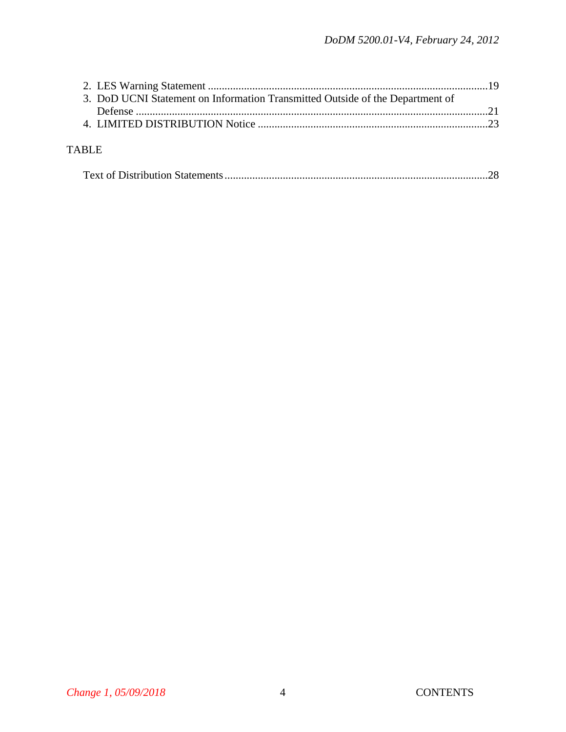2. LES Warning Statement ....................................................................................................19
3. DoD UCNI Statement on Information Transmitted Outside of the Department of Defense ...............................................................................................................................21
4. LIMITED DISTRIBUTION Notice ..................................................................................23

TABLE

Text of Distribution Statements..............................................................................................28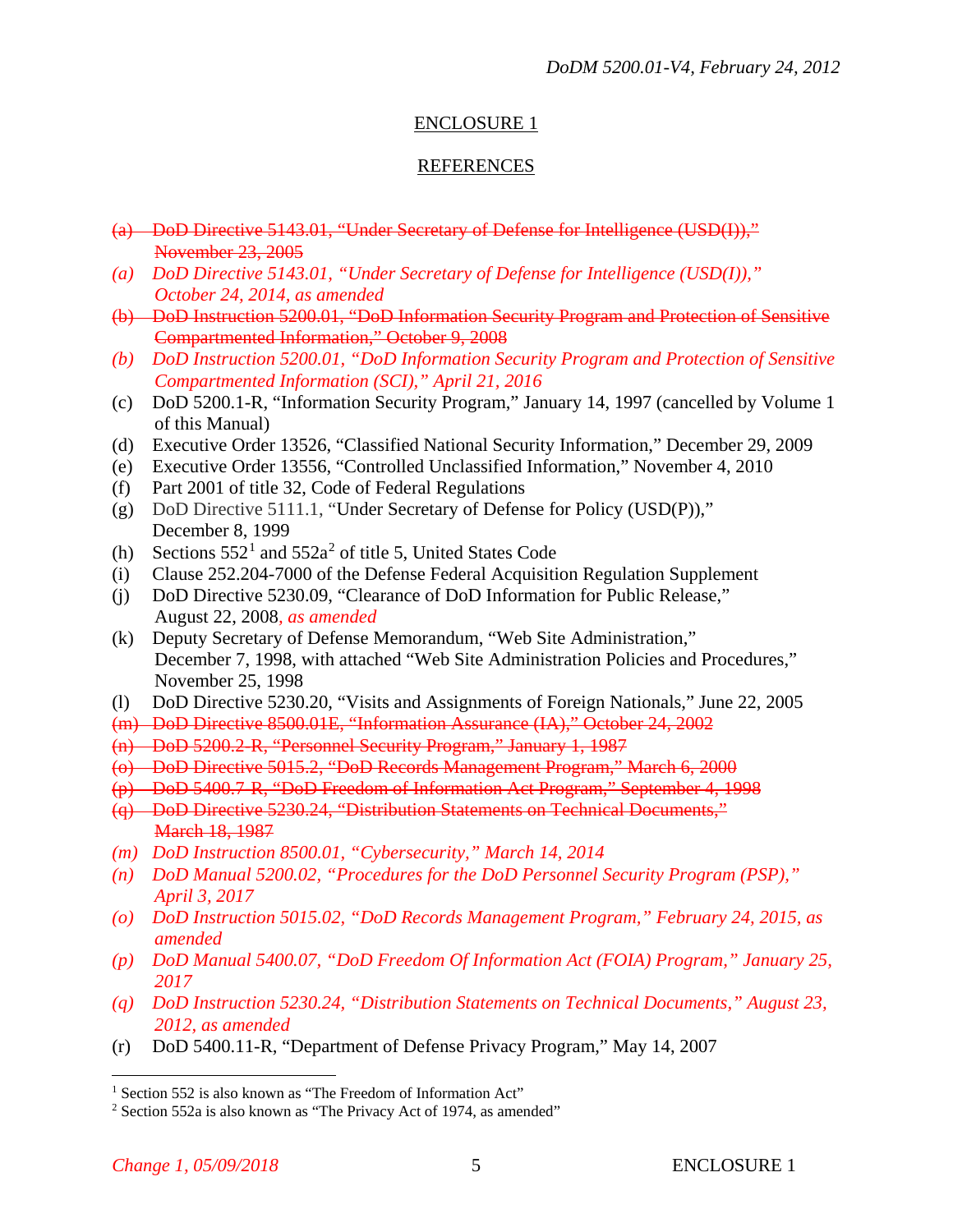## ENCLOSURE 1

## REFERENCES

~~(a) DoD Directive 5143.01, "Under Secretary of Defense for Intelligence (USD(I))," November 23, 2005~~

*(a) DoD Directive 5143.01, "Under Secretary of Defense for Intelligence (USD(I))," October 24, 2014, as amended*

~~(b) DoD Instruction 5200.01, "DoD Information Security Program and Protection of Sensitive Compartmented Information," October 9, 2008~~

*(b) DoD Instruction 5200.01, "DoD Information Security Program and Protection of Sensitive Compartmented Information (SCI)," April 21, 2016*

(c) DoD 5200.1-R, "Information Security Program," January 14, 1997 (cancelled by Volume 1 of this Manual)

(d) Executive Order 13526, "Classified National Security Information," December 29, 2009

(e) Executive Order 13556, "Controlled Unclassified Information," November 4, 2010

(f) Part 2001 of title 32, Code of Federal Regulations

(g) DoD Directive 5111.1, "Under Secretary of Defense for Policy (USD(P))," December 8, 1999

(h) Sections 552[1] and 552a[2] of title 5, United States Code

(i) Clause 252.204-7000 of the Defense Federal Acquisition Regulation Supplement

(j) DoD Directive 5230.09, "Clearance of DoD Information for Public Release," August 22, 2008*, as amended*

(k) Deputy Secretary of Defense Memorandum, "Web Site Administration," December 7, 1998, with attached "Web Site Administration Policies and Procedures," November 25, 1998

(l) DoD Directive 5230.20, "Visits and Assignments of Foreign Nationals," June 22, 2005

~~(m) DoD Directive 8500.01E, "Information Assurance (IA)," October 24, 2002~~

~~(n) DoD 5200.2-R, "Personnel Security Program," January 1, 1987~~

~~(o) DoD Directive 5015.2, "DoD Records Management Program," March 6, 2000~~

~~(p) DoD 5400.7-R, "DoD Freedom of Information Act Program," September 4, 1998~~

~~(q) DoD Directive 5230.24, "Distribution Statements on Technical Documents," March 18, 1987~~

*(m) DoD Instruction 8500.01, "Cybersecurity," March 14, 2014*

*(n) DoD Manual 5200.02, "Procedures for the DoD Personnel Security Program (PSP)," April 3, 2017*

*(o) DoD Instruction 5015.02, "DoD Records Management Program," February 24, 2015, as amended*

*(p) DoD Manual 5400.07, "DoD Freedom Of Information Act (FOIA) Program," January 25, 2017*

*(q) DoD Instruction 5230.24, "Distribution Statements on Technical Documents," August 23, 2012, as amended*

(r) DoD 5400.11-R, "Department of Defense Privacy Program," May 14, 2007

---

[1] Section 552 is also known as "The Freedom of Information Act"

[2] Section 552a is also known as "The Privacy Act of 1974, as amended"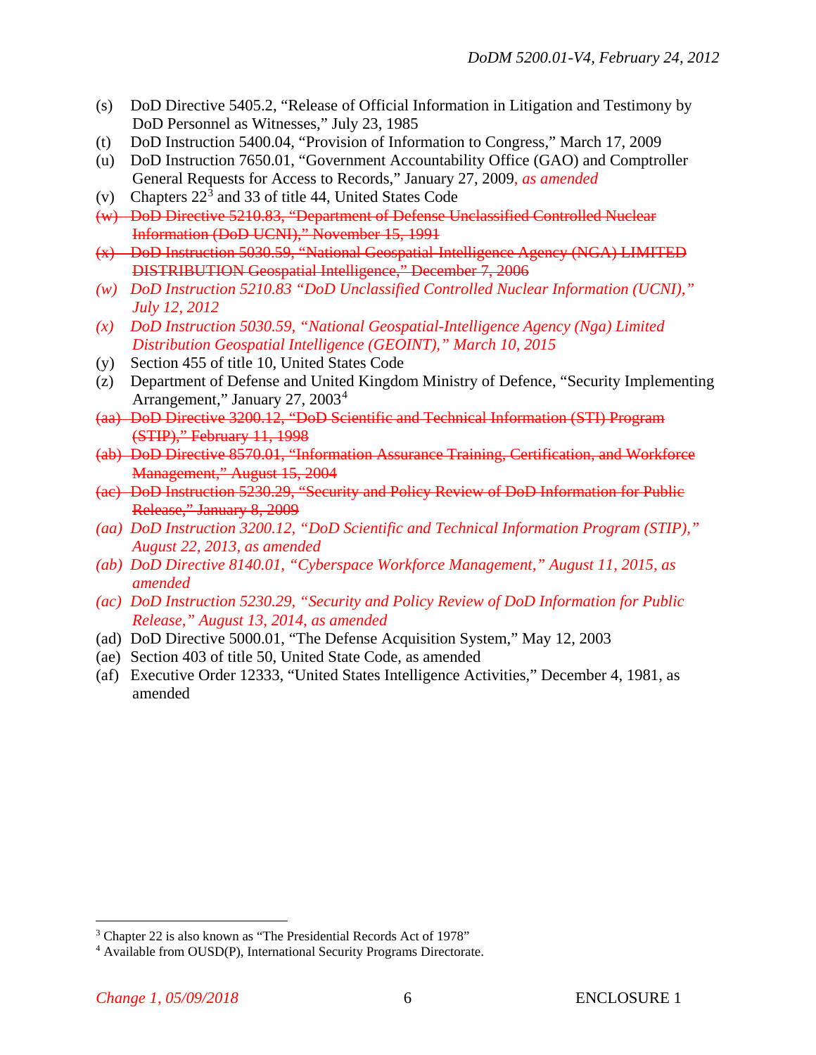(s) DoD Directive 5405.2, "Release of Official Information in Litigation and Testimony by DoD Personnel as Witnesses," July 23, 1985

(t) DoD Instruction 5400.04, "Provision of Information to Congress," March 17, 2009

(u) DoD Instruction 7650.01, "Government Accountability Office (GAO) and Comptroller General Requests for Access to Records," January 27, 2009*, as amended*

(v) Chapters 22[3] and 33 of title 44, United States Code

~~(w) DoD Directive 5210.83, "Department of Defense Unclassified Controlled Nuclear Information (DoD UCNI)," November 15, 1991~~

~~(x) DoD Instruction 5030.59, "National Geospatial-Intelligence Agency (NGA) LIMITED DISTRIBUTION Geospatial Intelligence," December 7, 2006~~

*(w) DoD Instruction 5210.83 "DoD Unclassified Controlled Nuclear Information (UCNI)," July 12, 2012*

*(x) DoD Instruction 5030.59, "National Geospatial-Intelligence Agency (Nga) Limited Distribution Geospatial Intelligence (GEOINT)," March 10, 2015*

(y) Section 455 of title 10, United States Code

(z) Department of Defense and United Kingdom Ministry of Defence, "Security Implementing Arrangement," January 27, 2003[4]

~~(aa) DoD Directive 3200.12, "DoD Scientific and Technical Information (STI) Program (STIP)," February 11, 1998~~

~~(ab) DoD Directive 8570.01, "Information Assurance Training, Certification, and Workforce Management," August 15, 2004~~

~~(ac) DoD Instruction 5230.29, "Security and Policy Review of DoD Information for Public Release," January 8, 2009~~

*(aa) DoD Instruction 3200.12, "DoD Scientific and Technical Information Program (STIP)," August 22, 2013, as amended*

*(ab) DoD Directive 8140.01, "Cyberspace Workforce Management," August 11, 2015, as amended*

*(ac) DoD Instruction 5230.29, "Security and Policy Review of DoD Information for Public Release," August 13, 2014, as amended*

(ad) DoD Directive 5000.01, "The Defense Acquisition System," May 12, 2003

(ae) Section 403 of title 50, United State Code, as amended

(af) Executive Order 12333, "United States Intelligence Activities," December 4, 1981, as amended

---

[3] Chapter 22 is also known as "The Presidential Records Act of 1978"

[4] Available from OUSD(P), International Security Programs Directorate.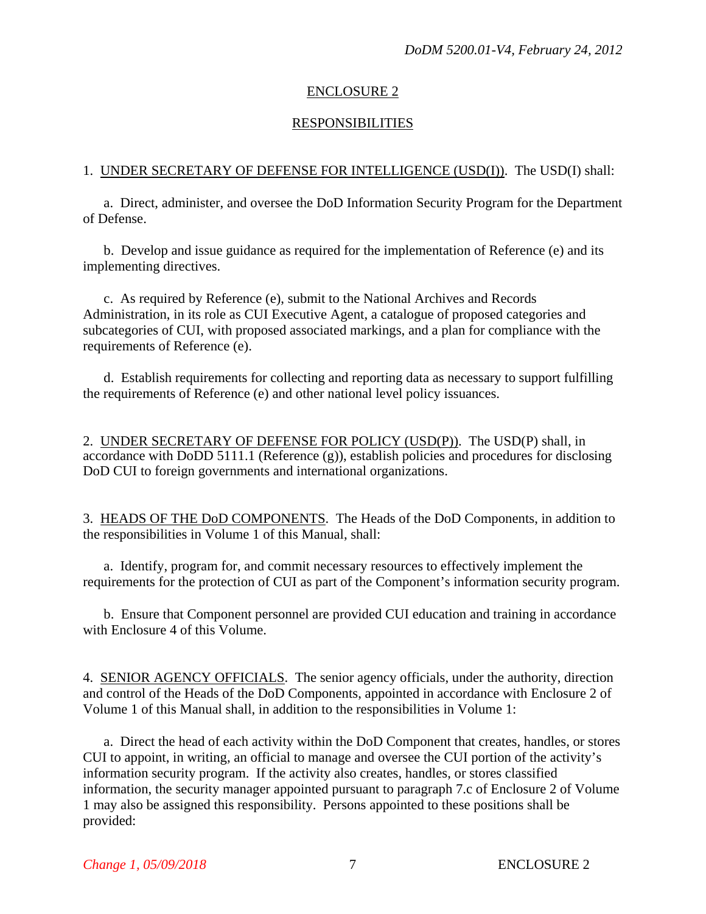# ENCLOSURE 2

## RESPONSIBILITIES

1. UNDER SECRETARY OF DEFENSE FOR INTELLIGENCE (USD(I)). The USD(I) shall:

   a. Direct, administer, and oversee the DoD Information Security Program for the Department of Defense.

   b. Develop and issue guidance as required for the implementation of Reference (e) and its implementing directives.

   c. As required by Reference (e), submit to the National Archives and Records Administration, in its role as CUI Executive Agent, a catalogue of proposed categories and subcategories of CUI, with proposed associated markings, and a plan for compliance with the requirements of Reference (e).

   d. Establish requirements for collecting and reporting data as necessary to support fulfilling the requirements of Reference (e) and other national level policy issuances.

2. UNDER SECRETARY OF DEFENSE FOR POLICY (USD(P)). The USD(P) shall, in accordance with DoDD 5111.1 (Reference (g)), establish policies and procedures for disclosing DoD CUI to foreign governments and international organizations.

3. HEADS OF THE DoD COMPONENTS. The Heads of the DoD Components, in addition to the responsibilities in Volume 1 of this Manual, shall:

   a. Identify, program for, and commit necessary resources to effectively implement the requirements for the protection of CUI as part of the Component's information security program.

   b. Ensure that Component personnel are provided CUI education and training in accordance with Enclosure 4 of this Volume.

4. SENIOR AGENCY OFFICIALS. The senior agency officials, under the authority, direction and control of the Heads of the DoD Components, appointed in accordance with Enclosure 2 of Volume 1 of this Manual shall, in addition to the responsibilities in Volume 1:

   a. Direct the head of each activity within the DoD Component that creates, handles, or stores CUI to appoint, in writing, an official to manage and oversee the CUI portion of the activity's information security program. If the activity also creates, handles, or stores classified information, the security manager appointed pursuant to paragraph 7.c of Enclosure 2 of Volume 1 may also be assigned this responsibility. Persons appointed to these positions shall be provided: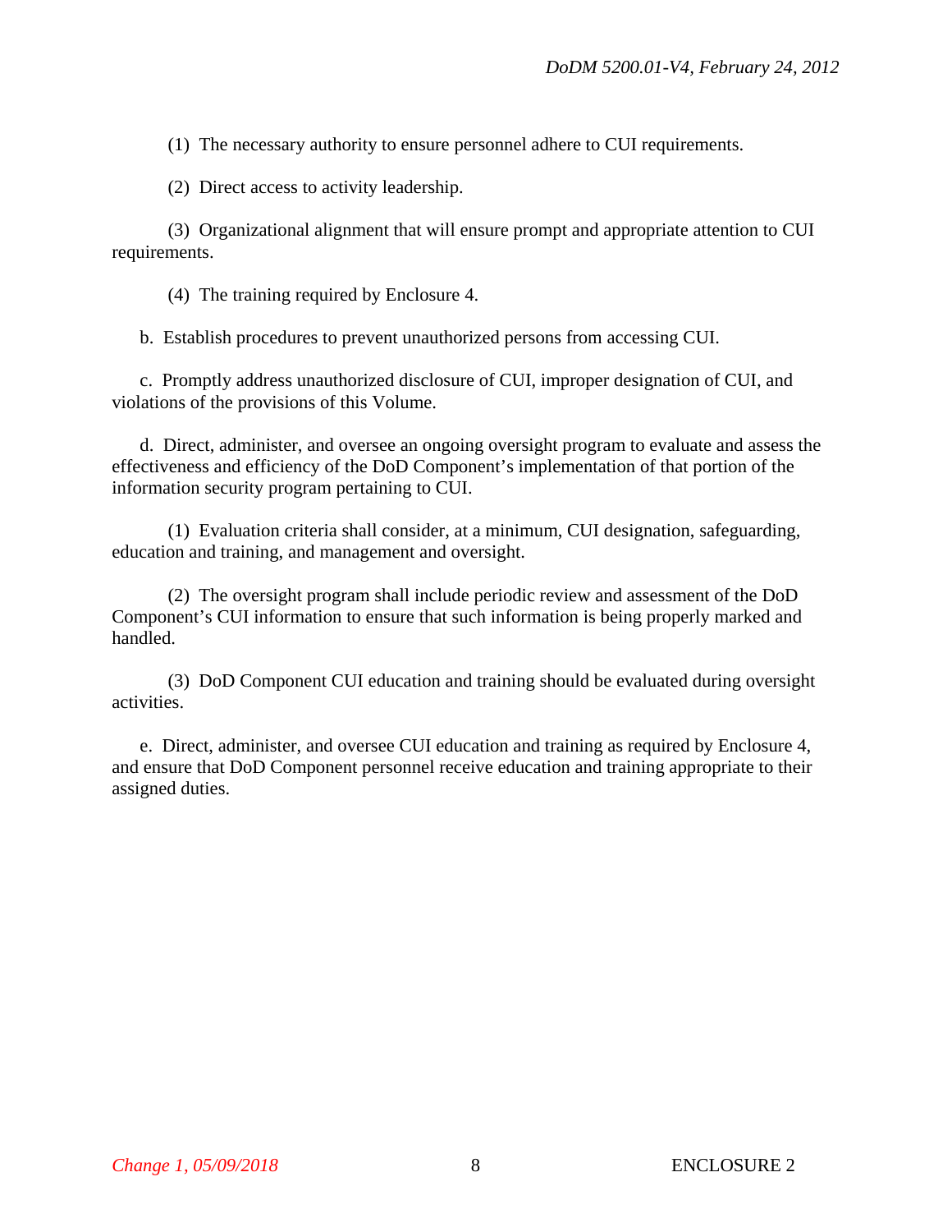(1) The necessary authority to ensure personnel adhere to CUI requirements.

(2) Direct access to activity leadership.

(3) Organizational alignment that will ensure prompt and appropriate attention to CUI requirements.

(4) The training required by Enclosure 4.

b. Establish procedures to prevent unauthorized persons from accessing CUI.

c. Promptly address unauthorized disclosure of CUI, improper designation of CUI, and violations of the provisions of this Volume.

d. Direct, administer, and oversee an ongoing oversight program to evaluate and assess the effectiveness and efficiency of the DoD Component's implementation of that portion of the information security program pertaining to CUI.

(1) Evaluation criteria shall consider, at a minimum, CUI designation, safeguarding, education and training, and management and oversight.

(2) The oversight program shall include periodic review and assessment of the DoD Component's CUI information to ensure that such information is being properly marked and handled.

(3) DoD Component CUI education and training should be evaluated during oversight activities.

e. Direct, administer, and oversee CUI education and training as required by Enclosure 4, and ensure that DoD Component personnel receive education and training appropriate to their assigned duties.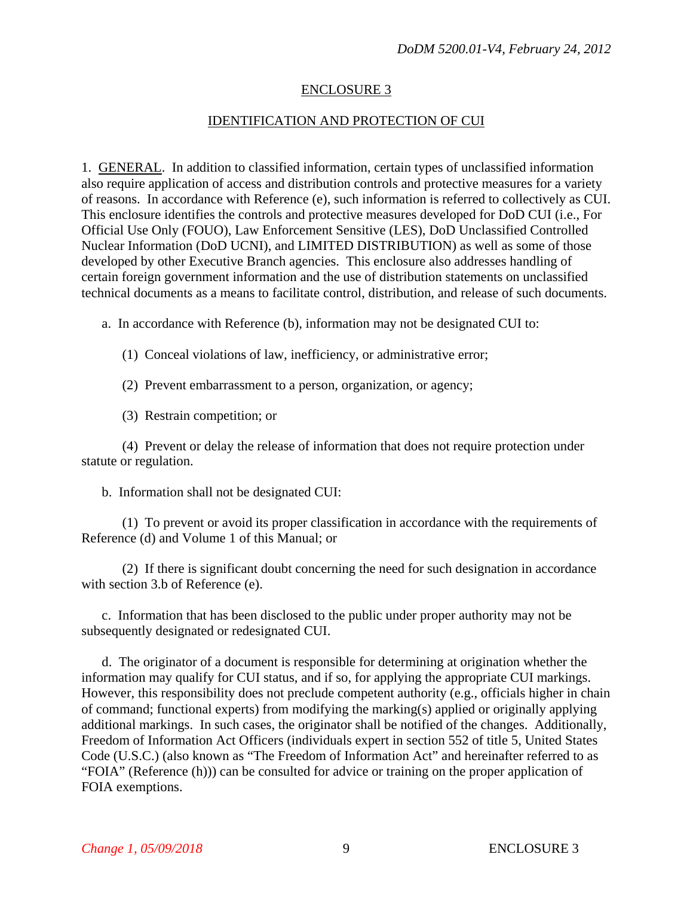## ENCLOSURE 3

## IDENTIFICATION AND PROTECTION OF CUI

1. GENERAL. In addition to classified information, certain types of unclassified information also require application of access and distribution controls and protective measures for a variety of reasons. In accordance with Reference (e), such information is referred to collectively as CUI. This enclosure identifies the controls and protective measures developed for DoD CUI (i.e., For Official Use Only (FOUO), Law Enforcement Sensitive (LES), DoD Unclassified Controlled Nuclear Information (DoD UCNI), and LIMITED DISTRIBUTION) as well as some of those developed by other Executive Branch agencies. This enclosure also addresses handling of certain foreign government information and the use of distribution statements on unclassified technical documents as a means to facilitate control, distribution, and release of such documents.

a. In accordance with Reference (b), information may not be designated CUI to:

(1) Conceal violations of law, inefficiency, or administrative error;

(2) Prevent embarrassment to a person, organization, or agency;

(3) Restrain competition; or

(4) Prevent or delay the release of information that does not require protection under statute or regulation.

b. Information shall not be designated CUI:

(1) To prevent or avoid its proper classification in accordance with the requirements of Reference (d) and Volume 1 of this Manual; or

(2) If there is significant doubt concerning the need for such designation in accordance with section 3.b of Reference (e).

c. Information that has been disclosed to the public under proper authority may not be subsequently designated or redesignated CUI.

d. The originator of a document is responsible for determining at origination whether the information may qualify for CUI status, and if so, for applying the appropriate CUI markings. However, this responsibility does not preclude competent authority (e.g., officials higher in chain of command; functional experts) from modifying the marking(s) applied or originally applying additional markings. In such cases, the originator shall be notified of the changes. Additionally, Freedom of Information Act Officers (individuals expert in section 552 of title 5, United States Code (U.S.C.) (also known as "The Freedom of Information Act" and hereinafter referred to as "FOIA" (Reference (h))) can be consulted for advice or training on the proper application of FOIA exemptions.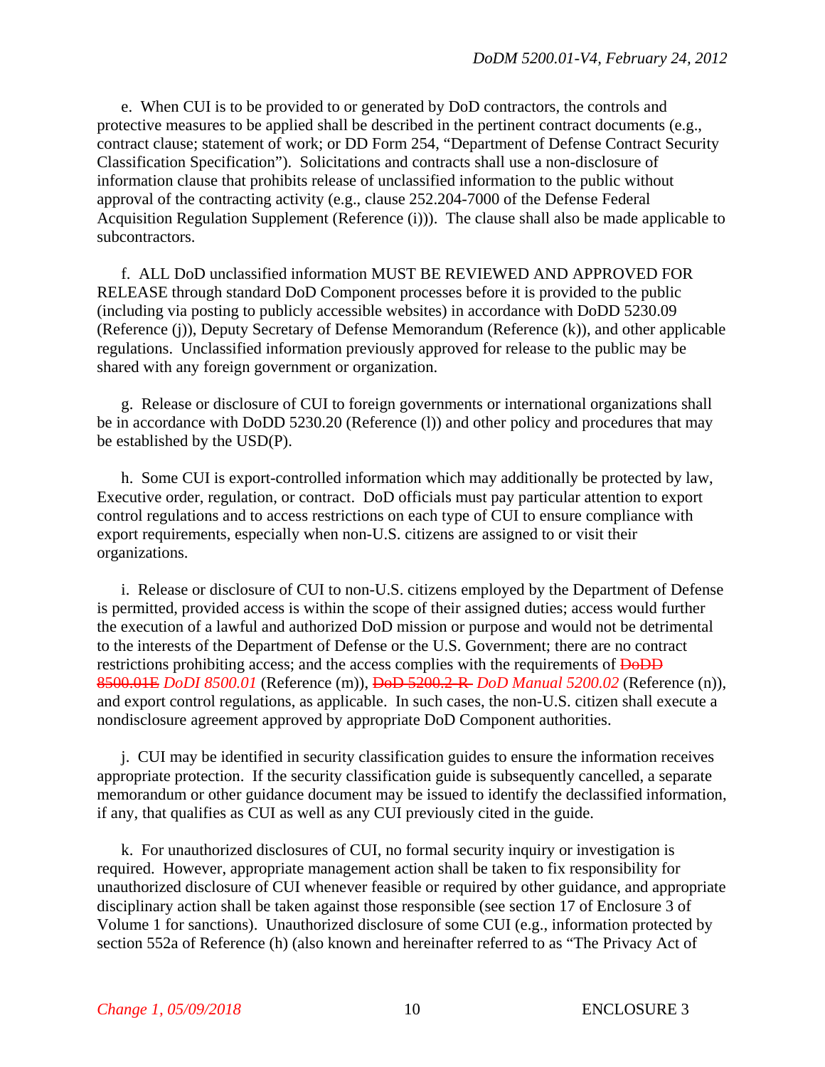e. When CUI is to be provided to or generated by DoD contractors, the controls and protective measures to be applied shall be described in the pertinent contract documents (e.g., contract clause; statement of work; or DD Form 254, "Department of Defense Contract Security Classification Specification"). Solicitations and contracts shall use a non-disclosure of information clause that prohibits release of unclassified information to the public without approval of the contracting activity (e.g., clause 252.204-7000 of the Defense Federal Acquisition Regulation Supplement (Reference (i))). The clause shall also be made applicable to subcontractors.

f. ALL DoD unclassified information MUST BE REVIEWED AND APPROVED FOR RELEASE through standard DoD Component processes before it is provided to the public (including via posting to publicly accessible websites) in accordance with DoDD 5230.09 (Reference (j)), Deputy Secretary of Defense Memorandum (Reference (k)), and other applicable regulations. Unclassified information previously approved for release to the public may be shared with any foreign government or organization.

g. Release or disclosure of CUI to foreign governments or international organizations shall be in accordance with DoDD 5230.20 (Reference (l)) and other policy and procedures that may be established by the USD(P).

h. Some CUI is export-controlled information which may additionally be protected by law, Executive order, regulation, or contract. DoD officials must pay particular attention to export control regulations and to access restrictions on each type of CUI to ensure compliance with export requirements, especially when non-U.S. citizens are assigned to or visit their organizations.

i. Release or disclosure of CUI to non-U.S. citizens employed by the Department of Defense is permitted, provided access is within the scope of their assigned duties; access would further the execution of a lawful and authorized DoD mission or purpose and would not be detrimental to the interests of the Department of Defense or the U.S. Government; there are no contract restrictions prohibiting access; and the access complies with the requirements of ~~DoDD 8500.01E~~ *DoDI 8500.01* (Reference (m)), ~~DoD 5200.2-R~~ *DoD Manual 5200.02* (Reference (n)), and export control regulations, as applicable. In such cases, the non-U.S. citizen shall execute a nondisclosure agreement approved by appropriate DoD Component authorities.

j. CUI may be identified in security classification guides to ensure the information receives appropriate protection. If the security classification guide is subsequently cancelled, a separate memorandum or other guidance document may be issued to identify the declassified information, if any, that qualifies as CUI as well as any CUI previously cited in the guide.

k. For unauthorized disclosures of CUI, no formal security inquiry or investigation is required. However, appropriate management action shall be taken to fix responsibility for unauthorized disclosure of CUI whenever feasible or required by other guidance, and appropriate disciplinary action shall be taken against those responsible (see section 17 of Enclosure 3 of Volume 1 for sanctions). Unauthorized disclosure of some CUI (e.g., information protected by section 552a of Reference (h) (also known and hereinafter referred to as "The Privacy Act of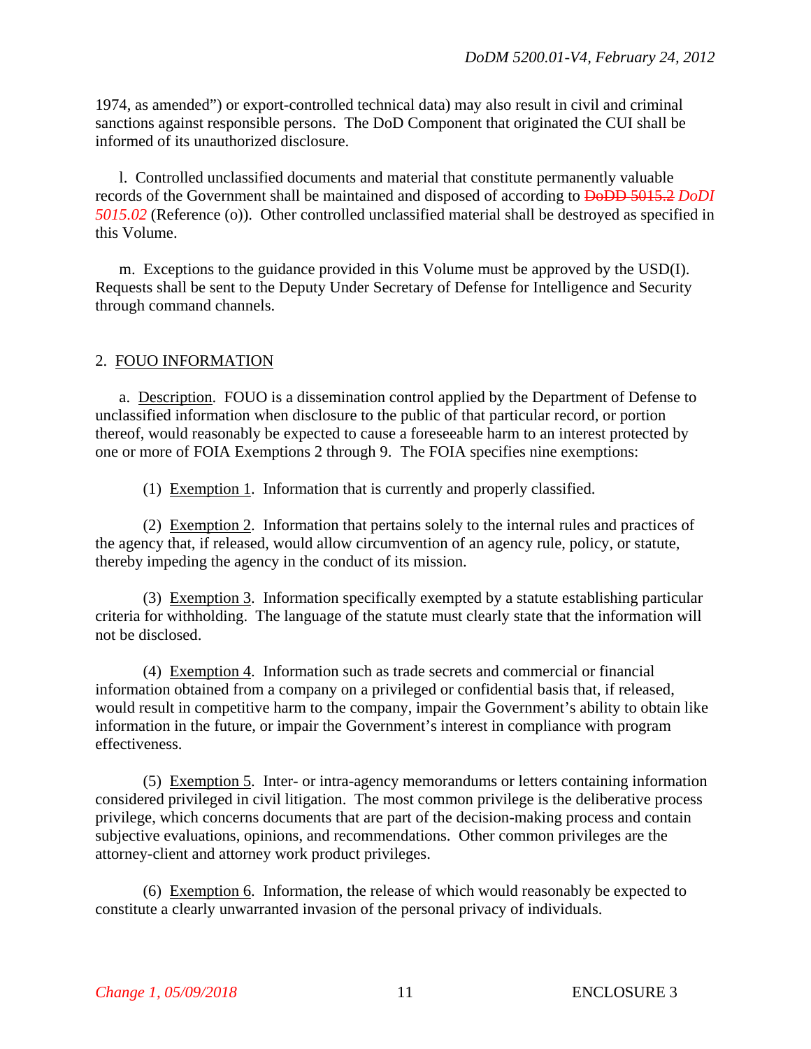1974, as amended") or export-controlled technical data) may also result in civil and criminal sanctions against responsible persons. The DoD Component that originated the CUI shall be informed of its unauthorized disclosure.

l. Controlled unclassified documents and material that constitute permanently valuable records of the Government shall be maintained and disposed of according to ~~DoDD 5015.2~~ *DoDI 5015.02* (Reference (o)). Other controlled unclassified material shall be destroyed as specified in this Volume.

m. Exceptions to the guidance provided in this Volume must be approved by the USD(I). Requests shall be sent to the Deputy Under Secretary of Defense for Intelligence and Security through command channels.

2. FOUO INFORMATION

a. Description. FOUO is a dissemination control applied by the Department of Defense to unclassified information when disclosure to the public of that particular record, or portion thereof, would reasonably be expected to cause a foreseeable harm to an interest protected by one or more of FOIA Exemptions 2 through 9. The FOIA specifies nine exemptions:

(1) Exemption 1. Information that is currently and properly classified.

(2) Exemption 2. Information that pertains solely to the internal rules and practices of the agency that, if released, would allow circumvention of an agency rule, policy, or statute, thereby impeding the agency in the conduct of its mission.

(3) Exemption 3. Information specifically exempted by a statute establishing particular criteria for withholding. The language of the statute must clearly state that the information will not be disclosed.

(4) Exemption 4. Information such as trade secrets and commercial or financial information obtained from a company on a privileged or confidential basis that, if released, would result in competitive harm to the company, impair the Government's ability to obtain like information in the future, or impair the Government's interest in compliance with program effectiveness.

(5) Exemption 5. Inter- or intra-agency memorandums or letters containing information considered privileged in civil litigation. The most common privilege is the deliberative process privilege, which concerns documents that are part of the decision-making process and contain subjective evaluations, opinions, and recommendations. Other common privileges are the attorney-client and attorney work product privileges.

(6) Exemption 6. Information, the release of which would reasonably be expected to constitute a clearly unwarranted invasion of the personal privacy of individuals.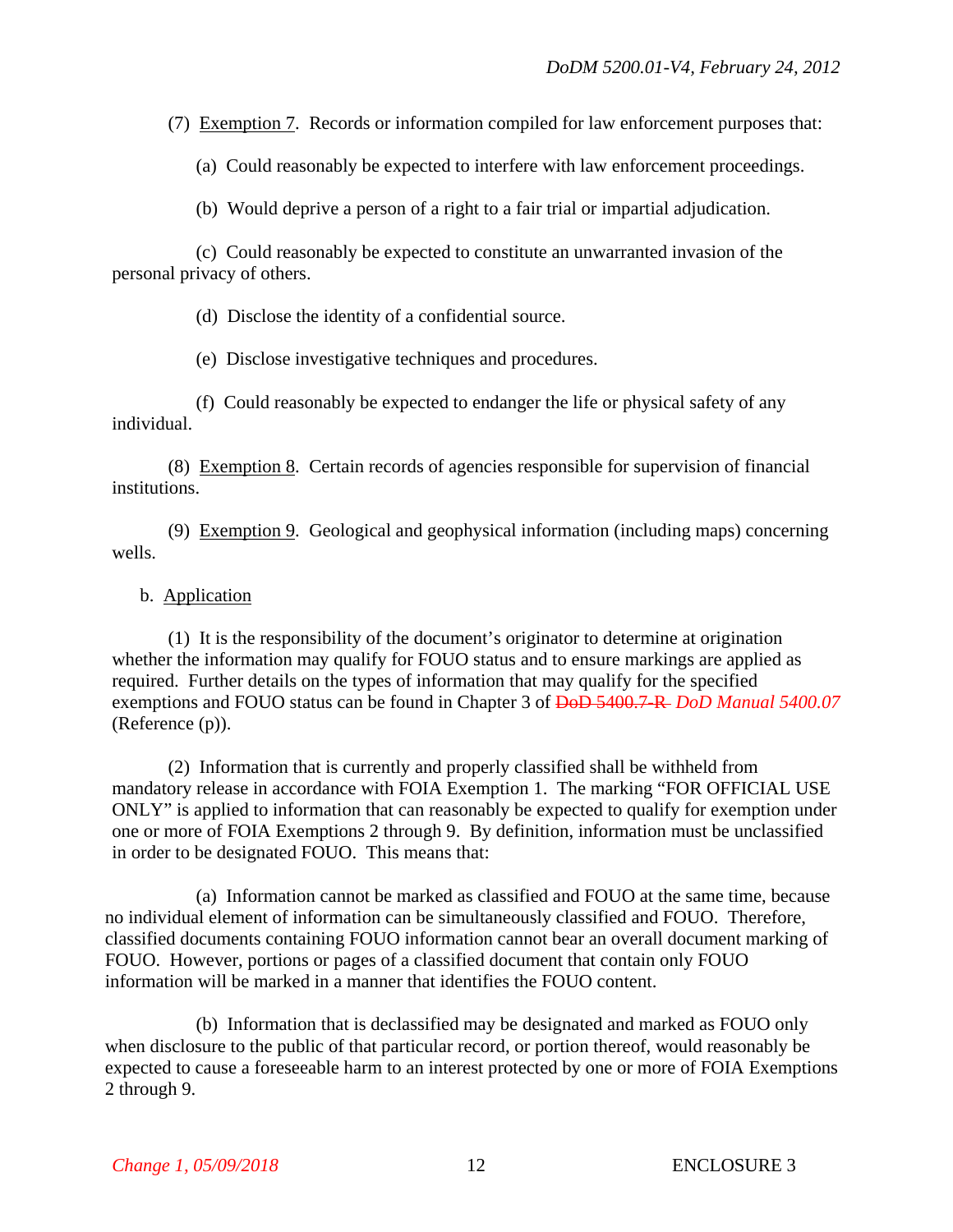(7) Exemption 7. Records or information compiled for law enforcement purposes that:

(a) Could reasonably be expected to interfere with law enforcement proceedings.

(b) Would deprive a person of a right to a fair trial or impartial adjudication.

(c) Could reasonably be expected to constitute an unwarranted invasion of the personal privacy of others.

(d) Disclose the identity of a confidential source.

(e) Disclose investigative techniques and procedures.

(f) Could reasonably be expected to endanger the life or physical safety of any individual.

(8) Exemption 8. Certain records of agencies responsible for supervision of financial institutions.

(9) Exemption 9. Geological and geophysical information (including maps) concerning wells.

b. Application

(1) It is the responsibility of the document's originator to determine at origination whether the information may qualify for FOUO status and to ensure markings are applied as required. Further details on the types of information that may qualify for the specified exemptions and FOUO status can be found in Chapter 3 of ~~DoD 5400.7-R~~ *DoD Manual 5400.07* (Reference (p)).

(2) Information that is currently and properly classified shall be withheld from mandatory release in accordance with FOIA Exemption 1. The marking "FOR OFFICIAL USE ONLY" is applied to information that can reasonably be expected to qualify for exemption under one or more of FOIA Exemptions 2 through 9. By definition, information must be unclassified in order to be designated FOUO. This means that:

(a) Information cannot be marked as classified and FOUO at the same time, because no individual element of information can be simultaneously classified and FOUO. Therefore, classified documents containing FOUO information cannot bear an overall document marking of FOUO. However, portions or pages of a classified document that contain only FOUO information will be marked in a manner that identifies the FOUO content.

(b) Information that is declassified may be designated and marked as FOUO only when disclosure to the public of that particular record, or portion thereof, would reasonably be expected to cause a foreseeable harm to an interest protected by one or more of FOIA Exemptions 2 through 9.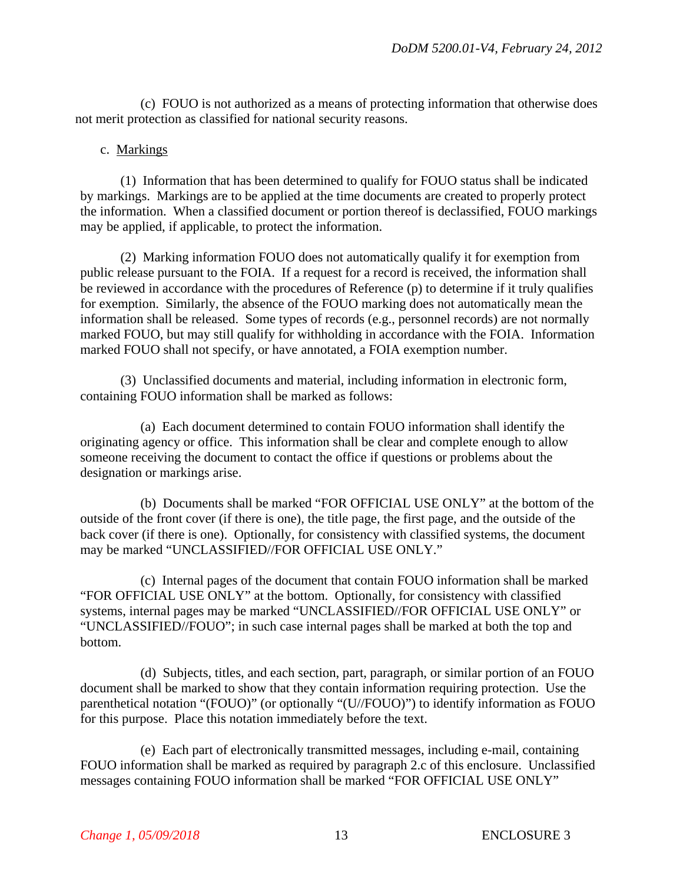(c) FOUO is not authorized as a means of protecting information that otherwise does not merit protection as classified for national security reasons.

c. Markings

(1) Information that has been determined to qualify for FOUO status shall be indicated by markings. Markings are to be applied at the time documents are created to properly protect the information. When a classified document or portion thereof is declassified, FOUO markings may be applied, if applicable, to protect the information.

(2) Marking information FOUO does not automatically qualify it for exemption from public release pursuant to the FOIA. If a request for a record is received, the information shall be reviewed in accordance with the procedures of Reference (p) to determine if it truly qualifies for exemption. Similarly, the absence of the FOUO marking does not automatically mean the information shall be released. Some types of records (e.g., personnel records) are not normally marked FOUO, but may still qualify for withholding in accordance with the FOIA. Information marked FOUO shall not specify, or have annotated, a FOIA exemption number.

(3) Unclassified documents and material, including information in electronic form, containing FOUO information shall be marked as follows:

(a) Each document determined to contain FOUO information shall identify the originating agency or office. This information shall be clear and complete enough to allow someone receiving the document to contact the office if questions or problems about the designation or markings arise.

(b) Documents shall be marked "FOR OFFICIAL USE ONLY" at the bottom of the outside of the front cover (if there is one), the title page, the first page, and the outside of the back cover (if there is one). Optionally, for consistency with classified systems, the document may be marked "UNCLASSIFIED//FOR OFFICIAL USE ONLY."

(c) Internal pages of the document that contain FOUO information shall be marked "FOR OFFICIAL USE ONLY" at the bottom. Optionally, for consistency with classified systems, internal pages may be marked "UNCLASSIFIED//FOR OFFICIAL USE ONLY" or "UNCLASSIFIED//FOUO"; in such case internal pages shall be marked at both the top and bottom.

(d) Subjects, titles, and each section, part, paragraph, or similar portion of an FOUO document shall be marked to show that they contain information requiring protection. Use the parenthetical notation "(FOUO)" (or optionally "(U//FOUO)") to identify information as FOUO for this purpose. Place this notation immediately before the text.

(e) Each part of electronically transmitted messages, including e-mail, containing FOUO information shall be marked as required by paragraph 2.c of this enclosure. Unclassified messages containing FOUO information shall be marked "FOR OFFICIAL USE ONLY"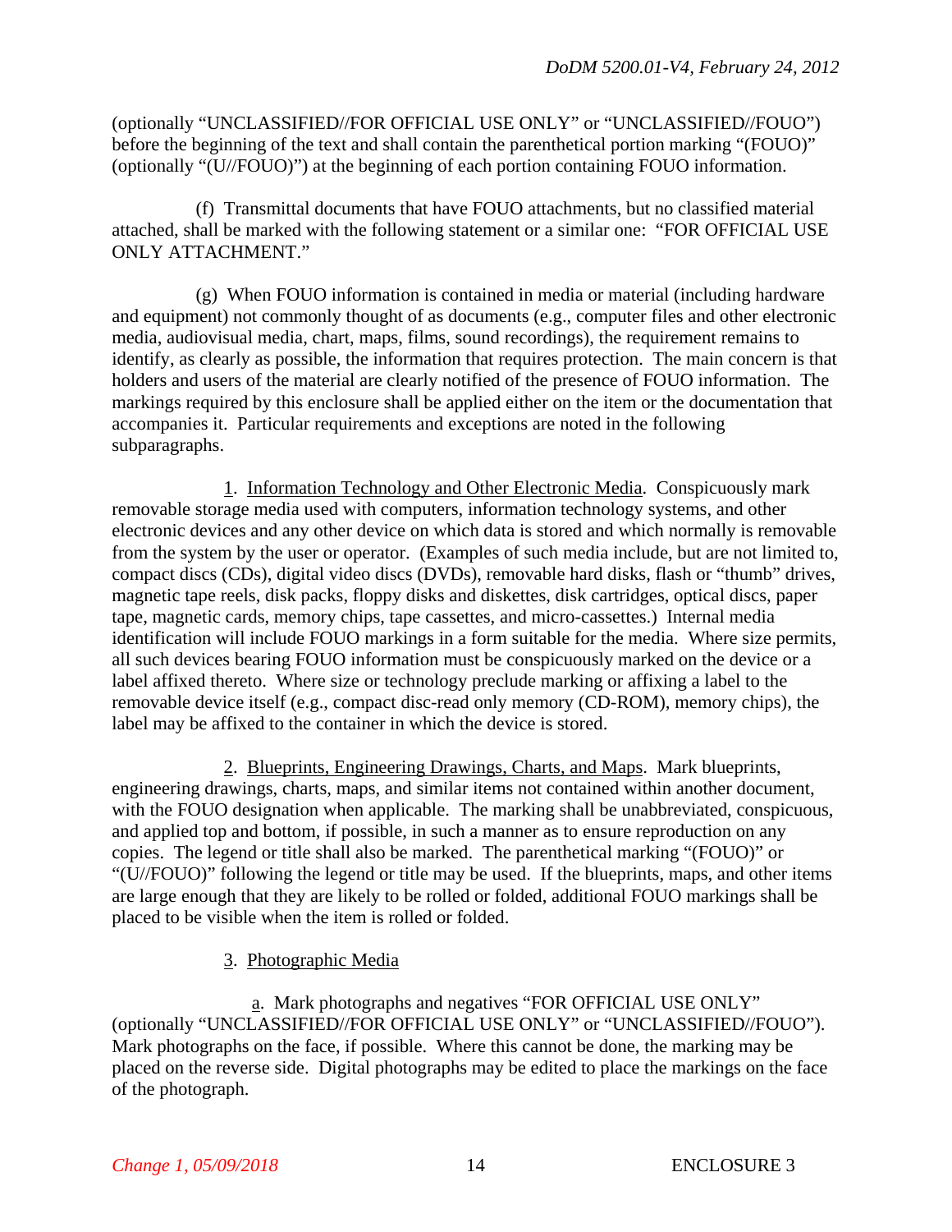(optionally "UNCLASSIFIED//FOR OFFICIAL USE ONLY" or "UNCLASSIFIED//FOUO") before the beginning of the text and shall contain the parenthetical portion marking "(FOUO)" (optionally "(U//FOUO)") at the beginning of each portion containing FOUO information.

(f) Transmittal documents that have FOUO attachments, but no classified material attached, shall be marked with the following statement or a similar one: "FOR OFFICIAL USE ONLY ATTACHMENT."

(g) When FOUO information is contained in media or material (including hardware and equipment) not commonly thought of as documents (e.g., computer files and other electronic media, audiovisual media, chart, maps, films, sound recordings), the requirement remains to identify, as clearly as possible, the information that requires protection. The main concern is that holders and users of the material are clearly notified of the presence of FOUO information. The markings required by this enclosure shall be applied either on the item or the documentation that accompanies it. Particular requirements and exceptions are noted in the following subparagraphs.

1. Information Technology and Other Electronic Media. Conspicuously mark removable storage media used with computers, information technology systems, and other electronic devices and any other device on which data is stored and which normally is removable from the system by the user or operator. (Examples of such media include, but are not limited to, compact discs (CDs), digital video discs (DVDs), removable hard disks, flash or "thumb" drives, magnetic tape reels, disk packs, floppy disks and diskettes, disk cartridges, optical discs, paper tape, magnetic cards, memory chips, tape cassettes, and micro-cassettes.) Internal media identification will include FOUO markings in a form suitable for the media. Where size permits, all such devices bearing FOUO information must be conspicuously marked on the device or a label affixed thereto. Where size or technology preclude marking or affixing a label to the removable device itself (e.g., compact disc-read only memory (CD-ROM), memory chips), the label may be affixed to the container in which the device is stored.

2. Blueprints, Engineering Drawings, Charts, and Maps. Mark blueprints, engineering drawings, charts, maps, and similar items not contained within another document, with the FOUO designation when applicable. The marking shall be unabbreviated, conspicuous, and applied top and bottom, if possible, in such a manner as to ensure reproduction on any copies. The legend or title shall also be marked. The parenthetical marking "(FOUO)" or "(U//FOUO)" following the legend or title may be used. If the blueprints, maps, and other items are large enough that they are likely to be rolled or folded, additional FOUO markings shall be placed to be visible when the item is rolled or folded.

3. Photographic Media

a. Mark photographs and negatives "FOR OFFICIAL USE ONLY" (optionally "UNCLASSIFIED//FOR OFFICIAL USE ONLY" or "UNCLASSIFIED//FOUO"). Mark photographs on the face, if possible. Where this cannot be done, the marking may be placed on the reverse side. Digital photographs may be edited to place the markings on the face of the photograph.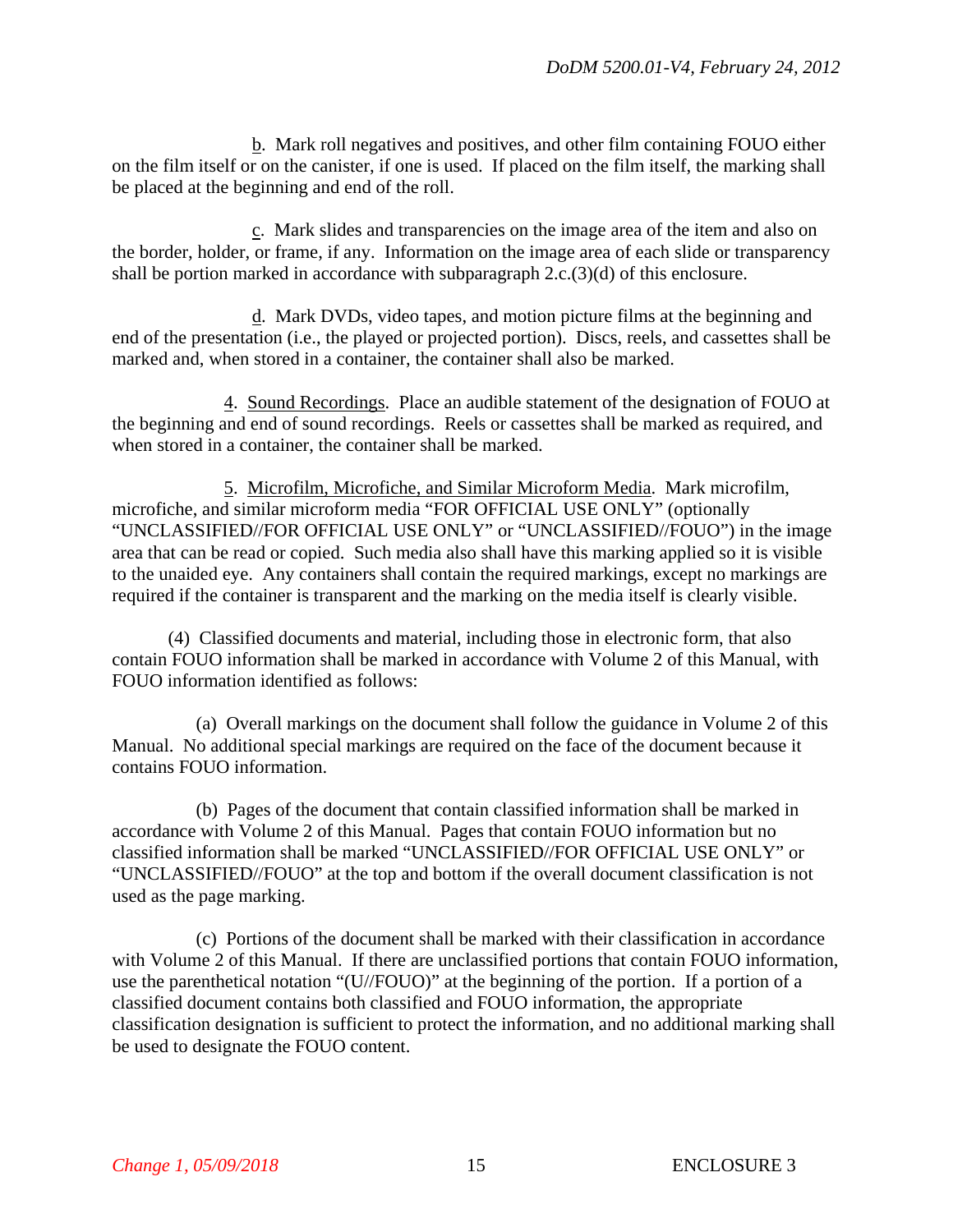b. Mark roll negatives and positives, and other film containing FOUO either on the film itself or on the canister, if one is used. If placed on the film itself, the marking shall be placed at the beginning and end of the roll.

c. Mark slides and transparencies on the image area of the item and also on the border, holder, or frame, if any. Information on the image area of each slide or transparency shall be portion marked in accordance with subparagraph 2.c.(3)(d) of this enclosure.

d. Mark DVDs, video tapes, and motion picture films at the beginning and end of the presentation (i.e., the played or projected portion). Discs, reels, and cassettes shall be marked and, when stored in a container, the container shall also be marked.

4. Sound Recordings. Place an audible statement of the designation of FOUO at the beginning and end of sound recordings. Reels or cassettes shall be marked as required, and when stored in a container, the container shall be marked.

5. Microfilm, Microfiche, and Similar Microform Media. Mark microfilm, microfiche, and similar microform media "FOR OFFICIAL USE ONLY" (optionally "UNCLASSIFIED//FOR OFFICIAL USE ONLY" or "UNCLASSIFIED//FOUO") in the image area that can be read or copied. Such media also shall have this marking applied so it is visible to the unaided eye. Any containers shall contain the required markings, except no markings are required if the container is transparent and the marking on the media itself is clearly visible.

(4) Classified documents and material, including those in electronic form, that also contain FOUO information shall be marked in accordance with Volume 2 of this Manual, with FOUO information identified as follows:

(a) Overall markings on the document shall follow the guidance in Volume 2 of this Manual. No additional special markings are required on the face of the document because it contains FOUO information.

(b) Pages of the document that contain classified information shall be marked in accordance with Volume 2 of this Manual. Pages that contain FOUO information but no classified information shall be marked "UNCLASSIFIED//FOR OFFICIAL USE ONLY" or "UNCLASSIFIED//FOUO" at the top and bottom if the overall document classification is not used as the page marking.

(c) Portions of the document shall be marked with their classification in accordance with Volume 2 of this Manual. If there are unclassified portions that contain FOUO information, use the parenthetical notation "(U//FOUO)" at the beginning of the portion. If a portion of a classified document contains both classified and FOUO information, the appropriate classification designation is sufficient to protect the information, and no additional marking shall be used to designate the FOUO content.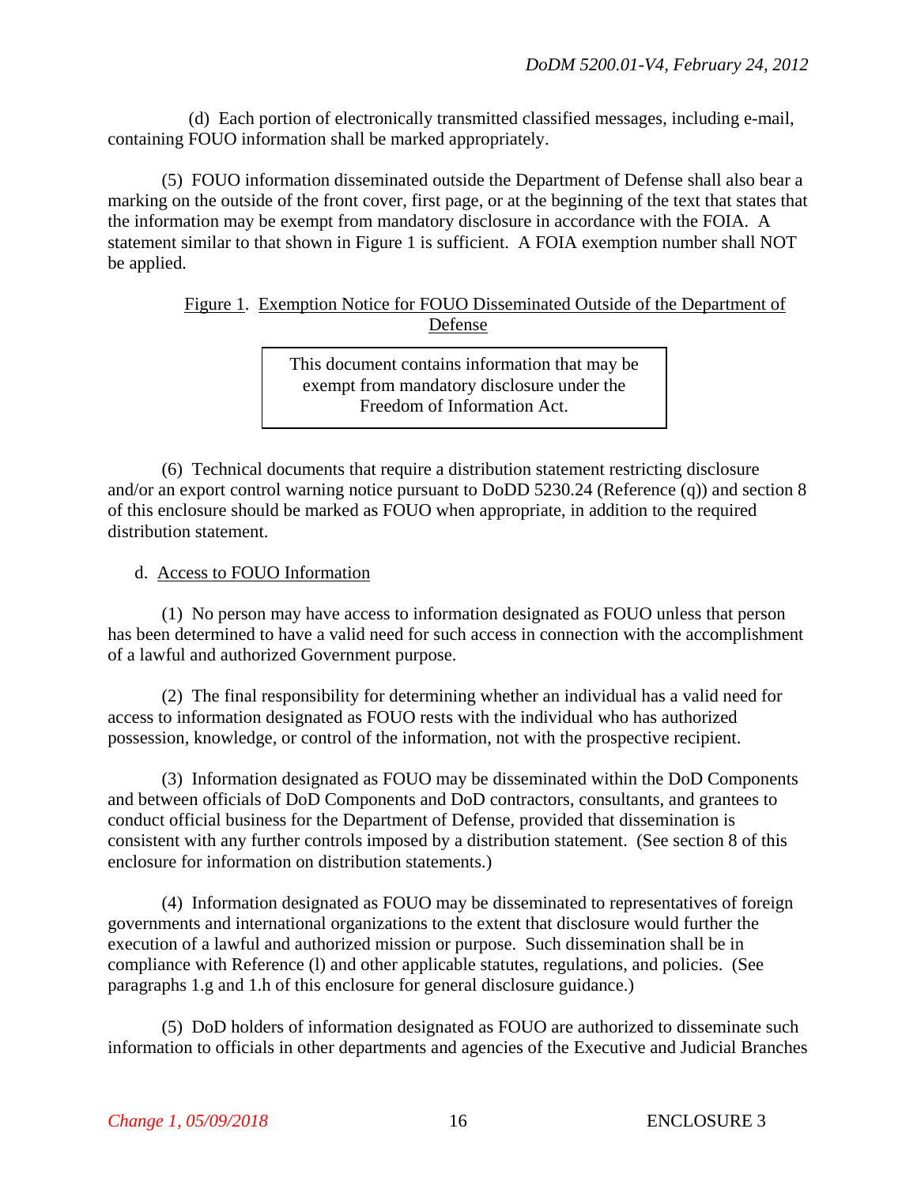(d) Each portion of electronically transmitted classified messages, including e-mail, containing FOUO information shall be marked appropriately.

(5) FOUO information disseminated outside the Department of Defense shall also bear a marking on the outside of the front cover, first page, or at the beginning of the text that states that the information may be exempt from mandatory disclosure in accordance with the FOIA. A statement similar to that shown in Figure 1 is sufficient. A FOIA exemption number shall NOT be applied.

Figure 1. Exemption Notice for FOUO Disseminated Outside of the Department of Defense

| This document contains information that may be exempt from mandatory disclosure under the Freedom of Information Act. |
|---|

(6) Technical documents that require a distribution statement restricting disclosure and/or an export control warning notice pursuant to DoDD 5230.24 (Reference (q)) and section 8 of this enclosure should be marked as FOUO when appropriate, in addition to the required distribution statement.

d. Access to FOUO Information

(1) No person may have access to information designated as FOUO unless that person has been determined to have a valid need for such access in connection with the accomplishment of a lawful and authorized Government purpose.

(2) The final responsibility for determining whether an individual has a valid need for access to information designated as FOUO rests with the individual who has authorized possession, knowledge, or control of the information, not with the prospective recipient.

(3) Information designated as FOUO may be disseminated within the DoD Components and between officials of DoD Components and DoD contractors, consultants, and grantees to conduct official business for the Department of Defense, provided that dissemination is consistent with any further controls imposed by a distribution statement. (See section 8 of this enclosure for information on distribution statements.)

(4) Information designated as FOUO may be disseminated to representatives of foreign governments and international organizations to the extent that disclosure would further the execution of a lawful and authorized mission or purpose. Such dissemination shall be in compliance with Reference (l) and other applicable statutes, regulations, and policies. (See paragraphs 1.g and 1.h of this enclosure for general disclosure guidance.)

(5) DoD holders of information designated as FOUO are authorized to disseminate such information to officials in other departments and agencies of the Executive and Judicial Branches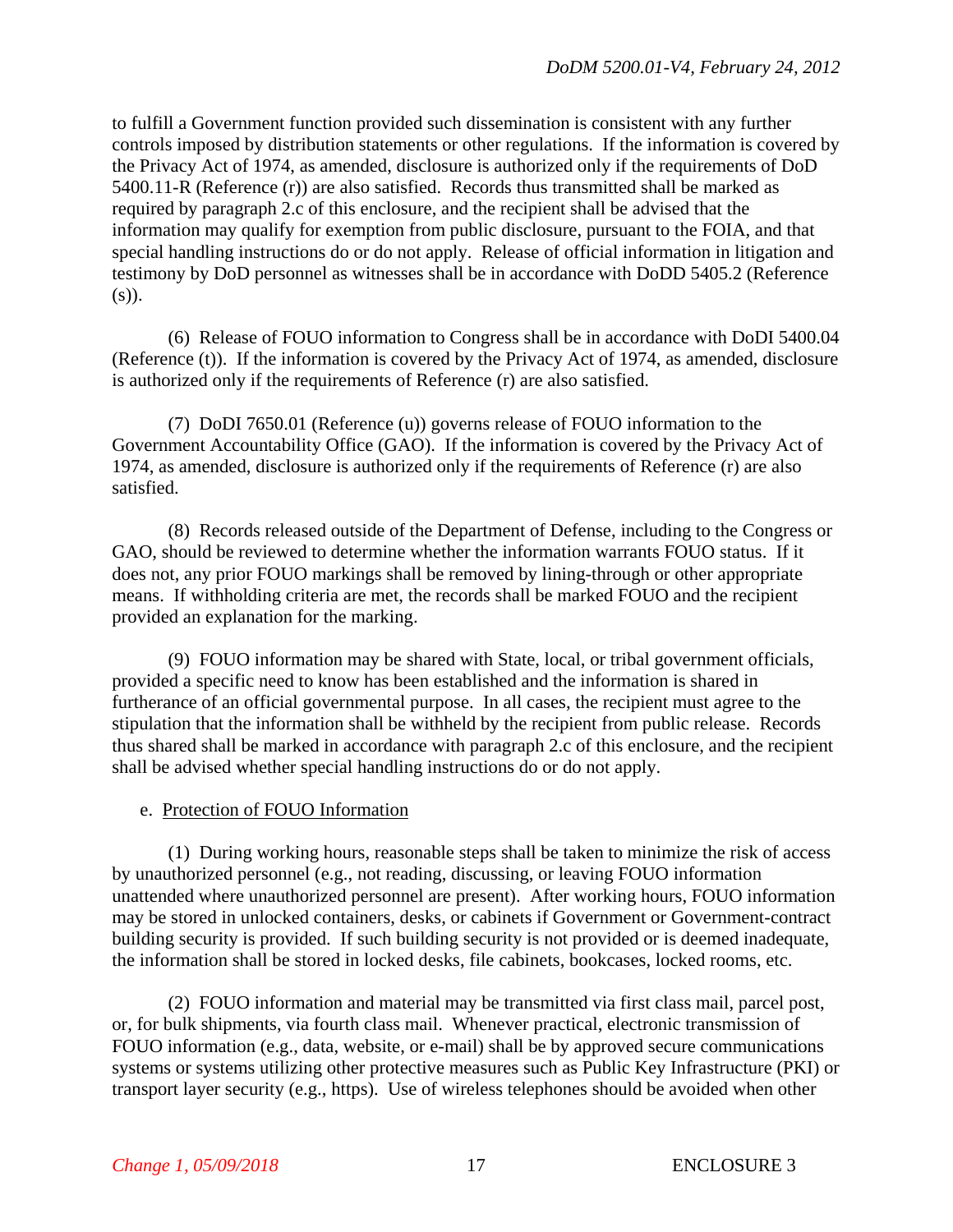to fulfill a Government function provided such dissemination is consistent with any further controls imposed by distribution statements or other regulations. If the information is covered by the Privacy Act of 1974, as amended, disclosure is authorized only if the requirements of DoD 5400.11-R (Reference (r)) are also satisfied. Records thus transmitted shall be marked as required by paragraph 2.c of this enclosure, and the recipient shall be advised that the information may qualify for exemption from public disclosure, pursuant to the FOIA, and that special handling instructions do or do not apply. Release of official information in litigation and testimony by DoD personnel as witnesses shall be in accordance with DoDD 5405.2 (Reference (s)).

(6) Release of FOUO information to Congress shall be in accordance with DoDI 5400.04 (Reference (t)). If the information is covered by the Privacy Act of 1974, as amended, disclosure is authorized only if the requirements of Reference (r) are also satisfied.

(7) DoDI 7650.01 (Reference (u)) governs release of FOUO information to the Government Accountability Office (GAO). If the information is covered by the Privacy Act of 1974, as amended, disclosure is authorized only if the requirements of Reference (r) are also satisfied.

(8) Records released outside of the Department of Defense, including to the Congress or GAO, should be reviewed to determine whether the information warrants FOUO status. If it does not, any prior FOUO markings shall be removed by lining-through or other appropriate means. If withholding criteria are met, the records shall be marked FOUO and the recipient provided an explanation for the marking.

(9) FOUO information may be shared with State, local, or tribal government officials, provided a specific need to know has been established and the information is shared in furtherance of an official governmental purpose. In all cases, the recipient must agree to the stipulation that the information shall be withheld by the recipient from public release. Records thus shared shall be marked in accordance with paragraph 2.c of this enclosure, and the recipient shall be advised whether special handling instructions do or do not apply.

e. Protection of FOUO Information

(1) During working hours, reasonable steps shall be taken to minimize the risk of access by unauthorized personnel (e.g., not reading, discussing, or leaving FOUO information unattended where unauthorized personnel are present). After working hours, FOUO information may be stored in unlocked containers, desks, or cabinets if Government or Government-contract building security is provided. If such building security is not provided or is deemed inadequate, the information shall be stored in locked desks, file cabinets, bookcases, locked rooms, etc.

(2) FOUO information and material may be transmitted via first class mail, parcel post, or, for bulk shipments, via fourth class mail. Whenever practical, electronic transmission of FOUO information (e.g., data, website, or e-mail) shall be by approved secure communications systems or systems utilizing other protective measures such as Public Key Infrastructure (PKI) or transport layer security (e.g., https). Use of wireless telephones should be avoided when other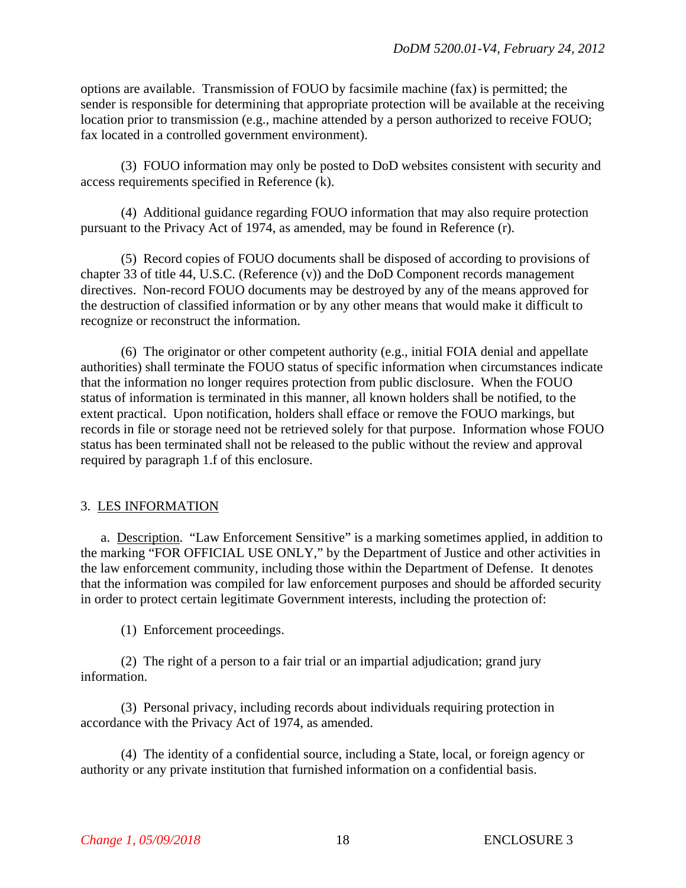options are available. Transmission of FOUO by facsimile machine (fax) is permitted; the sender is responsible for determining that appropriate protection will be available at the receiving location prior to transmission (e.g., machine attended by a person authorized to receive FOUO; fax located in a controlled government environment).

(3) FOUO information may only be posted to DoD websites consistent with security and access requirements specified in Reference (k).

(4) Additional guidance regarding FOUO information that may also require protection pursuant to the Privacy Act of 1974, as amended, may be found in Reference (r).

(5) Record copies of FOUO documents shall be disposed of according to provisions of chapter 33 of title 44, U.S.C. (Reference (v)) and the DoD Component records management directives. Non-record FOUO documents may be destroyed by any of the means approved for the destruction of classified information or by any other means that would make it difficult to recognize or reconstruct the information.

(6) The originator or other competent authority (e.g., initial FOIA denial and appellate authorities) shall terminate the FOUO status of specific information when circumstances indicate that the information no longer requires protection from public disclosure. When the FOUO status of information is terminated in this manner, all known holders shall be notified, to the extent practical. Upon notification, holders shall efface or remove the FOUO markings, but records in file or storage need not be retrieved solely for that purpose. Information whose FOUO status has been terminated shall not be released to the public without the review and approval required by paragraph 1.f of this enclosure.

3. LES INFORMATION

a. Description. "Law Enforcement Sensitive" is a marking sometimes applied, in addition to the marking "FOR OFFICIAL USE ONLY," by the Department of Justice and other activities in the law enforcement community, including those within the Department of Defense. It denotes that the information was compiled for law enforcement purposes and should be afforded security in order to protect certain legitimate Government interests, including the protection of:

(1) Enforcement proceedings.

(2) The right of a person to a fair trial or an impartial adjudication; grand jury information.

(3) Personal privacy, including records about individuals requiring protection in accordance with the Privacy Act of 1974, as amended.

(4) The identity of a confidential source, including a State, local, or foreign agency or authority or any private institution that furnished information on a confidential basis.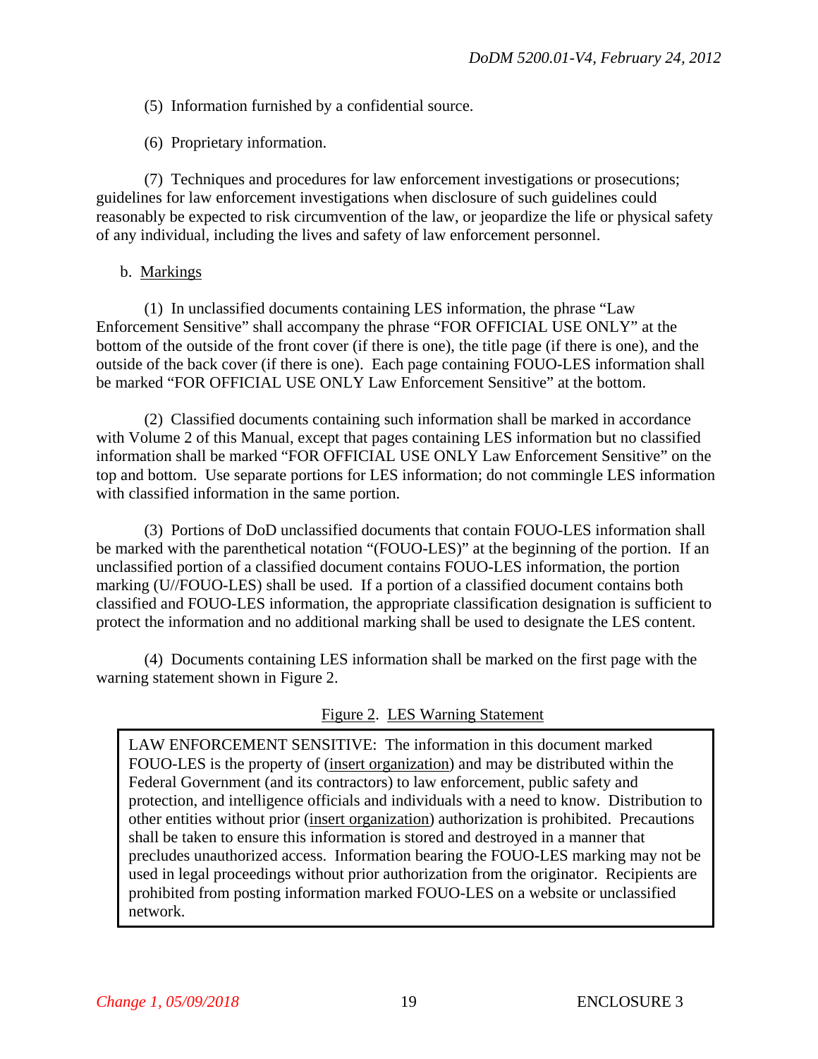(5) Information furnished by a confidential source.

(6) Proprietary information.

(7) Techniques and procedures for law enforcement investigations or prosecutions; guidelines for law enforcement investigations when disclosure of such guidelines could reasonably be expected to risk circumvention of the law, or jeopardize the life or physical safety of any individual, including the lives and safety of law enforcement personnel.

b. Markings

(1) In unclassified documents containing LES information, the phrase "Law Enforcement Sensitive" shall accompany the phrase "FOR OFFICIAL USE ONLY" at the bottom of the outside of the front cover (if there is one), the title page (if there is one), and the outside of the back cover (if there is one). Each page containing FOUO-LES information shall be marked "FOR OFFICIAL USE ONLY Law Enforcement Sensitive" at the bottom.

(2) Classified documents containing such information shall be marked in accordance with Volume 2 of this Manual, except that pages containing LES information but no classified information shall be marked "FOR OFFICIAL USE ONLY Law Enforcement Sensitive" on the top and bottom. Use separate portions for LES information; do not commingle LES information with classified information in the same portion.

(3) Portions of DoD unclassified documents that contain FOUO-LES information shall be marked with the parenthetical notation "(FOUO-LES)" at the beginning of the portion. If an unclassified portion of a classified document contains FOUO-LES information, the portion marking (U//FOUO-LES) shall be used. If a portion of a classified document contains both classified and FOUO-LES information, the appropriate classification designation is sufficient to protect the information and no additional marking shall be used to designate the LES content.

(4) Documents containing LES information shall be marked on the first page with the warning statement shown in Figure 2.

Figure 2. LES Warning Statement

| LAW ENFORCEMENT SENSITIVE: The information in this document marked FOUO-LES is the property of (insert organization) and may be distributed within the Federal Government (and its contractors) to law enforcement, public safety and protection, and intelligence officials and individuals with a need to know. Distribution to other entities without prior (insert organization) authorization is prohibited. Precautions shall be taken to ensure this information is stored and destroyed in a manner that precludes unauthorized access. Information bearing the FOUO-LES marking may not be used in legal proceedings without prior authorization from the originator. Recipients are prohibited from posting information marked FOUO-LES on a website or unclassified network. |
| --- |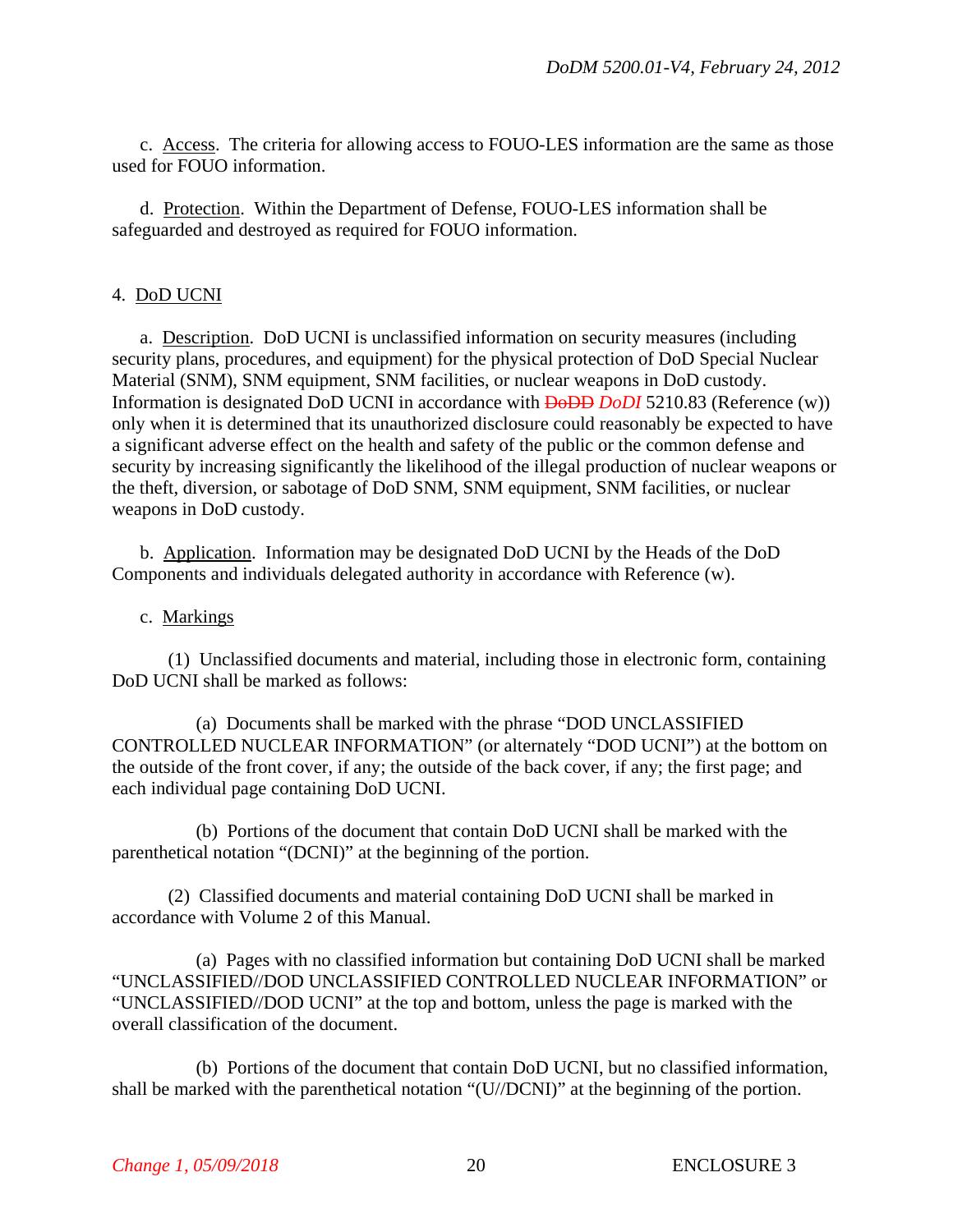c. Access. The criteria for allowing access to FOUO-LES information are the same as those used for FOUO information.

d. Protection. Within the Department of Defense, FOUO-LES information shall be safeguarded and destroyed as required for FOUO information.

4. DoD UCNI

a. Description. DoD UCNI is unclassified information on security measures (including security plans, procedures, and equipment) for the physical protection of DoD Special Nuclear Material (SNM), SNM equipment, SNM facilities, or nuclear weapons in DoD custody. Information is designated DoD UCNI in accordance with ~~DoDD~~ *DoDI* 5210.83 (Reference (w)) only when it is determined that its unauthorized disclosure could reasonably be expected to have a significant adverse effect on the health and safety of the public or the common defense and security by increasing significantly the likelihood of the illegal production of nuclear weapons or the theft, diversion, or sabotage of DoD SNM, SNM equipment, SNM facilities, or nuclear weapons in DoD custody.

b. Application. Information may be designated DoD UCNI by the Heads of the DoD Components and individuals delegated authority in accordance with Reference (w).

c. Markings

(1) Unclassified documents and material, including those in electronic form, containing DoD UCNI shall be marked as follows:

(a) Documents shall be marked with the phrase "DOD UNCLASSIFIED CONTROLLED NUCLEAR INFORMATION" (or alternately "DOD UCNI") at the bottom on the outside of the front cover, if any; the outside of the back cover, if any; the first page; and each individual page containing DoD UCNI.

(b) Portions of the document that contain DoD UCNI shall be marked with the parenthetical notation "(DCNI)" at the beginning of the portion.

(2) Classified documents and material containing DoD UCNI shall be marked in accordance with Volume 2 of this Manual.

(a) Pages with no classified information but containing DoD UCNI shall be marked "UNCLASSIFIED//DOD UNCLASSIFIED CONTROLLED NUCLEAR INFORMATION" or "UNCLASSIFIED//DOD UCNI" at the top and bottom, unless the page is marked with the overall classification of the document.

(b) Portions of the document that contain DoD UCNI, but no classified information, shall be marked with the parenthetical notation "(U//DCNI)" at the beginning of the portion.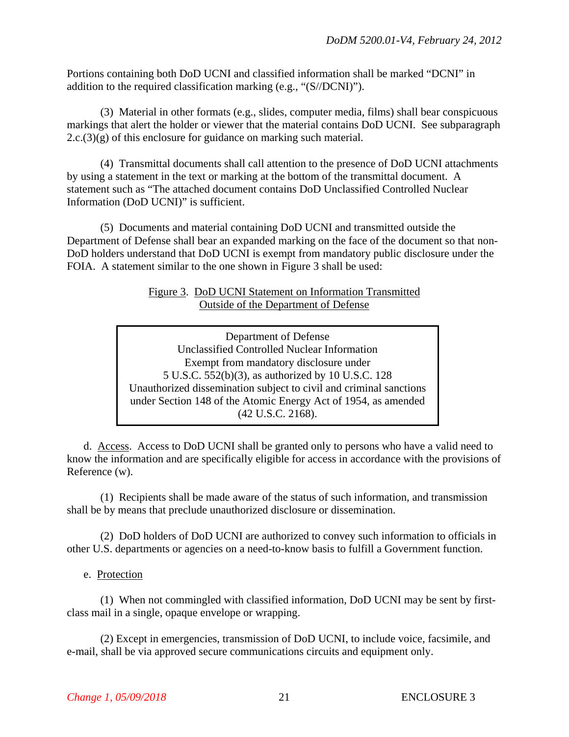Portions containing both DoD UCNI and classified information shall be marked "DCNI" in addition to the required classification marking (e.g., "(S//DCNI)").

(3) Material in other formats (e.g., slides, computer media, films) shall bear conspicuous markings that alert the holder or viewer that the material contains DoD UCNI. See subparagraph 2.c.(3)(g) of this enclosure for guidance on marking such material.

(4) Transmittal documents shall call attention to the presence of DoD UCNI attachments by using a statement in the text or marking at the bottom of the transmittal document. A statement such as "The attached document contains DoD Unclassified Controlled Nuclear Information (DoD UCNI)" is sufficient.

(5) Documents and material containing DoD UCNI and transmitted outside the Department of Defense shall bear an expanded marking on the face of the document so that non-DoD holders understand that DoD UCNI is exempt from mandatory public disclosure under the FOIA. A statement similar to the one shown in Figure 3 shall be used:

Figure 3. DoD UCNI Statement on Information Transmitted Outside of the Department of Defense

| Department of Defense<br>Unclassified Controlled Nuclear Information<br>Exempt from mandatory disclosure under<br>5 U.S.C. 552(b)(3), as authorized by 10 U.S.C. 128<br>Unauthorized dissemination subject to civil and criminal sanctions under Section 148 of the Atomic Energy Act of 1954, as amended (42 U.S.C. 2168). |
|---|

d. Access. Access to DoD UCNI shall be granted only to persons who have a valid need to know the information and are specifically eligible for access in accordance with the provisions of Reference (w).

(1) Recipients shall be made aware of the status of such information, and transmission shall be by means that preclude unauthorized disclosure or dissemination.

(2) DoD holders of DoD UCNI are authorized to convey such information to officials in other U.S. departments or agencies on a need-to-know basis to fulfill a Government function.

e. Protection

(1) When not commingled with classified information, DoD UCNI may be sent by first-class mail in a single, opaque envelope or wrapping.

(2) Except in emergencies, transmission of DoD UCNI, to include voice, facsimile, and e-mail, shall be via approved secure communications circuits and equipment only.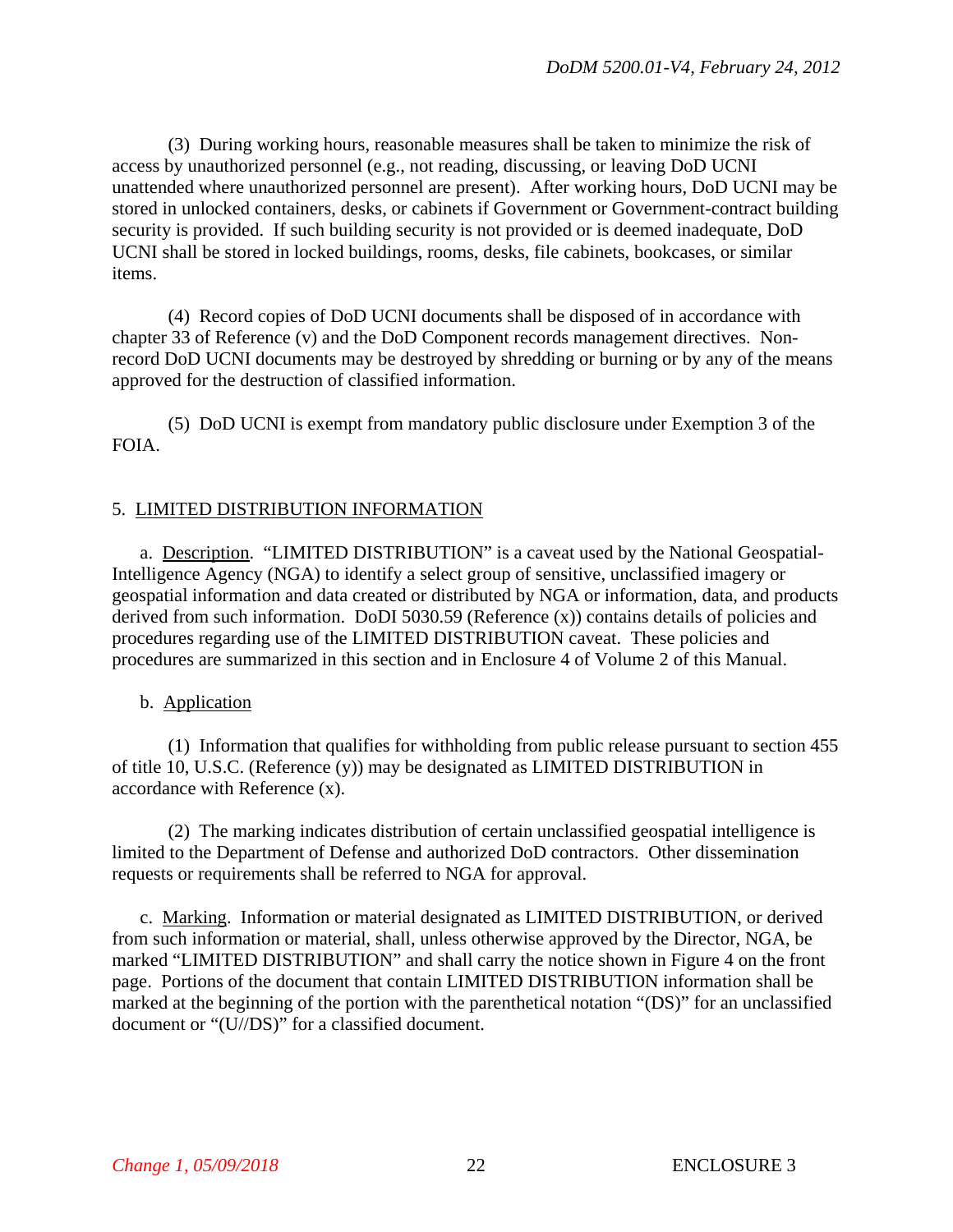(3) During working hours, reasonable measures shall be taken to minimize the risk of access by unauthorized personnel (e.g., not reading, discussing, or leaving DoD UCNI unattended where unauthorized personnel are present). After working hours, DoD UCNI may be stored in unlocked containers, desks, or cabinets if Government or Government-contract building security is provided. If such building security is not provided or is deemed inadequate, DoD UCNI shall be stored in locked buildings, rooms, desks, file cabinets, bookcases, or similar items.

(4) Record copies of DoD UCNI documents shall be disposed of in accordance with chapter 33 of Reference (v) and the DoD Component records management directives. Non-record DoD UCNI documents may be destroyed by shredding or burning or by any of the means approved for the destruction of classified information.

(5) DoD UCNI is exempt from mandatory public disclosure under Exemption 3 of the FOIA.

## 5. LIMITED DISTRIBUTION INFORMATION

a. Description. "LIMITED DISTRIBUTION" is a caveat used by the National Geospatial-Intelligence Agency (NGA) to identify a select group of sensitive, unclassified imagery or geospatial information and data created or distributed by NGA or information, data, and products derived from such information. DoDI 5030.59 (Reference (x)) contains details of policies and procedures regarding use of the LIMITED DISTRIBUTION caveat. These policies and procedures are summarized in this section and in Enclosure 4 of Volume 2 of this Manual.

b. Application

(1) Information that qualifies for withholding from public release pursuant to section 455 of title 10, U.S.C. (Reference (y)) may be designated as LIMITED DISTRIBUTION in accordance with Reference (x).

(2) The marking indicates distribution of certain unclassified geospatial intelligence is limited to the Department of Defense and authorized DoD contractors. Other dissemination requests or requirements shall be referred to NGA for approval.

c. Marking. Information or material designated as LIMITED DISTRIBUTION, or derived from such information or material, shall, unless otherwise approved by the Director, NGA, be marked "LIMITED DISTRIBUTION" and shall carry the notice shown in Figure 4 on the front page. Portions of the document that contain LIMITED DISTRIBUTION information shall be marked at the beginning of the portion with the parenthetical notation "(DS)" for an unclassified document or "(U//DS)" for a classified document.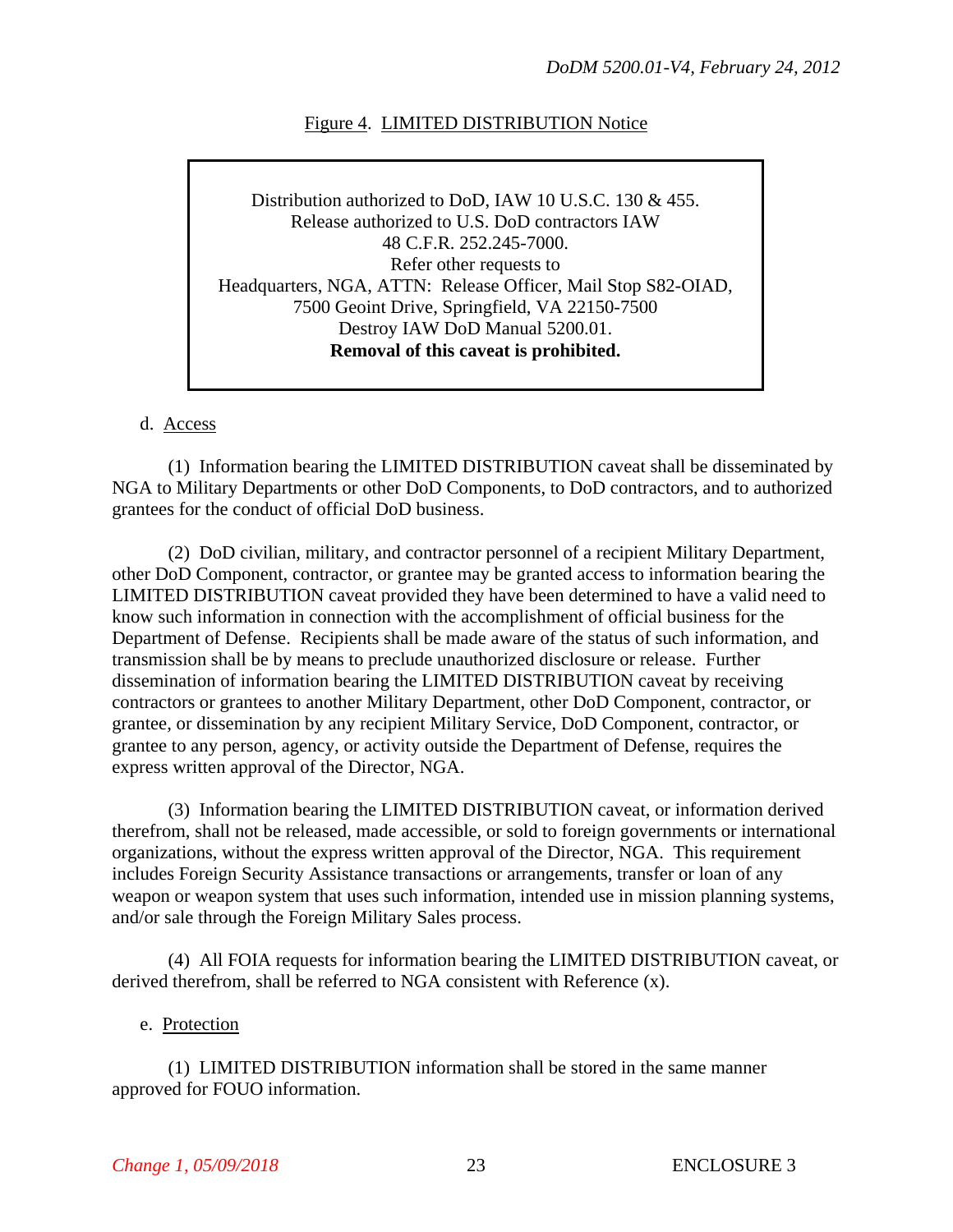Figure 4. LIMITED DISTRIBUTION Notice

> Distribution authorized to DoD, IAW 10 U.S.C. 130 & 455.
> Release authorized to U.S. DoD contractors IAW
> 48 C.F.R. 252.245-7000.
> Refer other requests to
> Headquarters, NGA, ATTN: Release Officer, Mail Stop S82-OIAD,
> 7500 Geoint Drive, Springfield, VA 22150-7500
> Destroy IAW DoD Manual 5200.01.
> **Removal of this caveat is prohibited.**

d. Access

(1) Information bearing the LIMITED DISTRIBUTION caveat shall be disseminated by NGA to Military Departments or other DoD Components, to DoD contractors, and to authorized grantees for the conduct of official DoD business.

(2) DoD civilian, military, and contractor personnel of a recipient Military Department, other DoD Component, contractor, or grantee may be granted access to information bearing the LIMITED DISTRIBUTION caveat provided they have been determined to have a valid need to know such information in connection with the accomplishment of official business for the Department of Defense. Recipients shall be made aware of the status of such information, and transmission shall be by means to preclude unauthorized disclosure or release. Further dissemination of information bearing the LIMITED DISTRIBUTION caveat by receiving contractors or grantees to another Military Department, other DoD Component, contractor, or grantee, or dissemination by any recipient Military Service, DoD Component, contractor, or grantee to any person, agency, or activity outside the Department of Defense, requires the express written approval of the Director, NGA.

(3) Information bearing the LIMITED DISTRIBUTION caveat, or information derived therefrom, shall not be released, made accessible, or sold to foreign governments or international organizations, without the express written approval of the Director, NGA. This requirement includes Foreign Security Assistance transactions or arrangements, transfer or loan of any weapon or weapon system that uses such information, intended use in mission planning systems, and/or sale through the Foreign Military Sales process.

(4) All FOIA requests for information bearing the LIMITED DISTRIBUTION caveat, or derived therefrom, shall be referred to NGA consistent with Reference (x).

e. Protection

(1) LIMITED DISTRIBUTION information shall be stored in the same manner approved for FOUO information.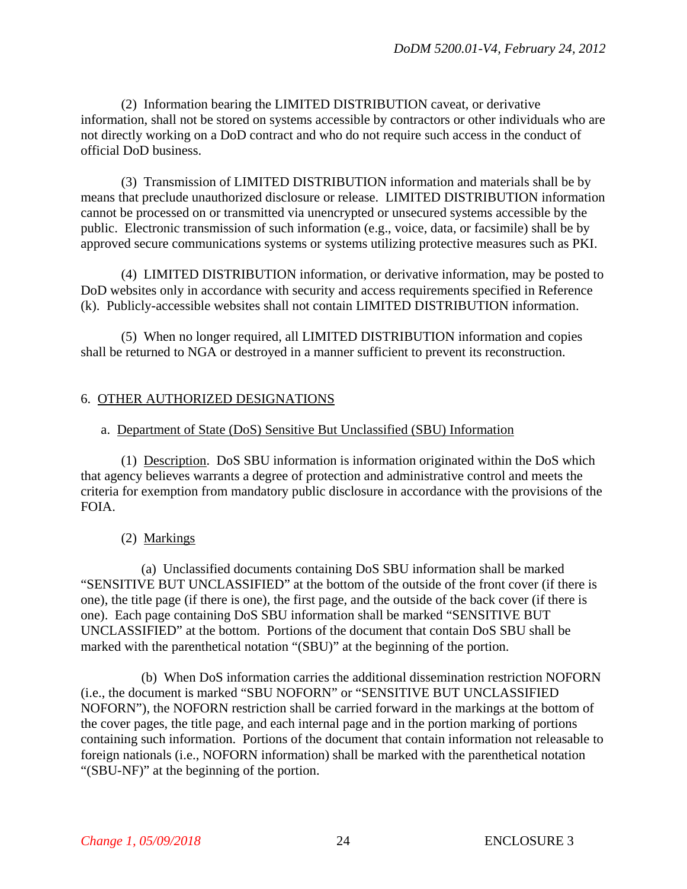(2) Information bearing the LIMITED DISTRIBUTION caveat, or derivative information, shall not be stored on systems accessible by contractors or other individuals who are not directly working on a DoD contract and who do not require such access in the conduct of official DoD business.

(3) Transmission of LIMITED DISTRIBUTION information and materials shall be by means that preclude unauthorized disclosure or release. LIMITED DISTRIBUTION information cannot be processed on or transmitted via unencrypted or unsecured systems accessible by the public. Electronic transmission of such information (e.g., voice, data, or facsimile) shall be by approved secure communications systems or systems utilizing protective measures such as PKI.

(4) LIMITED DISTRIBUTION information, or derivative information, may be posted to DoD websites only in accordance with security and access requirements specified in Reference (k). Publicly-accessible websites shall not contain LIMITED DISTRIBUTION information.

(5) When no longer required, all LIMITED DISTRIBUTION information and copies shall be returned to NGA or destroyed in a manner sufficient to prevent its reconstruction.

6. OTHER AUTHORIZED DESIGNATIONS

a. Department of State (DoS) Sensitive But Unclassified (SBU) Information

(1) Description. DoS SBU information is information originated within the DoS which that agency believes warrants a degree of protection and administrative control and meets the criteria for exemption from mandatory public disclosure in accordance with the provisions of the FOIA.

(2) Markings

(a) Unclassified documents containing DoS SBU information shall be marked "SENSITIVE BUT UNCLASSIFIED" at the bottom of the outside of the front cover (if there is one), the title page (if there is one), the first page, and the outside of the back cover (if there is one). Each page containing DoS SBU information shall be marked "SENSITIVE BUT UNCLASSIFIED" at the bottom. Portions of the document that contain DoS SBU shall be marked with the parenthetical notation "(SBU)" at the beginning of the portion.

(b) When DoS information carries the additional dissemination restriction NOFORN (i.e., the document is marked "SBU NOFORN" or "SENSITIVE BUT UNCLASSIFIED NOFORN"), the NOFORN restriction shall be carried forward in the markings at the bottom of the cover pages, the title page, and each internal page and in the portion marking of portions containing such information. Portions of the document that contain information not releasable to foreign nationals (i.e., NOFORN information) shall be marked with the parenthetical notation "(SBU-NF)" at the beginning of the portion.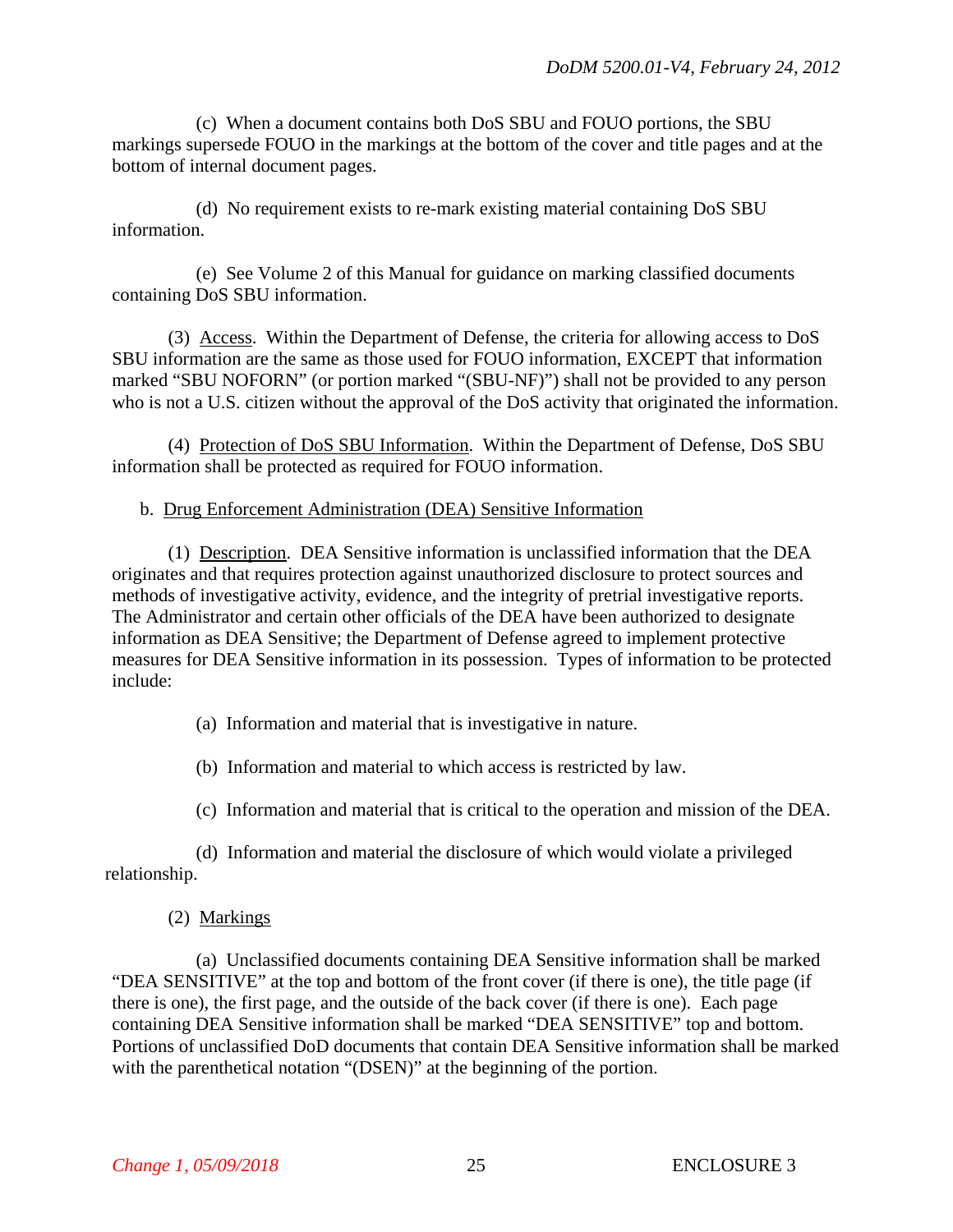(c) When a document contains both DoS SBU and FOUO portions, the SBU markings supersede FOUO in the markings at the bottom of the cover and title pages and at the bottom of internal document pages.

(d) No requirement exists to re-mark existing material containing DoS SBU information.

(e) See Volume 2 of this Manual for guidance on marking classified documents containing DoS SBU information.

(3) Access. Within the Department of Defense, the criteria for allowing access to DoS SBU information are the same as those used for FOUO information, EXCEPT that information marked "SBU NOFORN" (or portion marked "(SBU-NF)") shall not be provided to any person who is not a U.S. citizen without the approval of the DoS activity that originated the information.

(4) Protection of DoS SBU Information. Within the Department of Defense, DoS SBU information shall be protected as required for FOUO information.

b. Drug Enforcement Administration (DEA) Sensitive Information

(1) Description. DEA Sensitive information is unclassified information that the DEA originates and that requires protection against unauthorized disclosure to protect sources and methods of investigative activity, evidence, and the integrity of pretrial investigative reports. The Administrator and certain other officials of the DEA have been authorized to designate information as DEA Sensitive; the Department of Defense agreed to implement protective measures for DEA Sensitive information in its possession. Types of information to be protected include:

(a) Information and material that is investigative in nature.

(b) Information and material to which access is restricted by law.

(c) Information and material that is critical to the operation and mission of the DEA.

(d) Information and material the disclosure of which would violate a privileged relationship.

(2) Markings

(a) Unclassified documents containing DEA Sensitive information shall be marked "DEA SENSITIVE" at the top and bottom of the front cover (if there is one), the title page (if there is one), the first page, and the outside of the back cover (if there is one). Each page containing DEA Sensitive information shall be marked "DEA SENSITIVE" top and bottom. Portions of unclassified DoD documents that contain DEA Sensitive information shall be marked with the parenthetical notation "(DSEN)" at the beginning of the portion.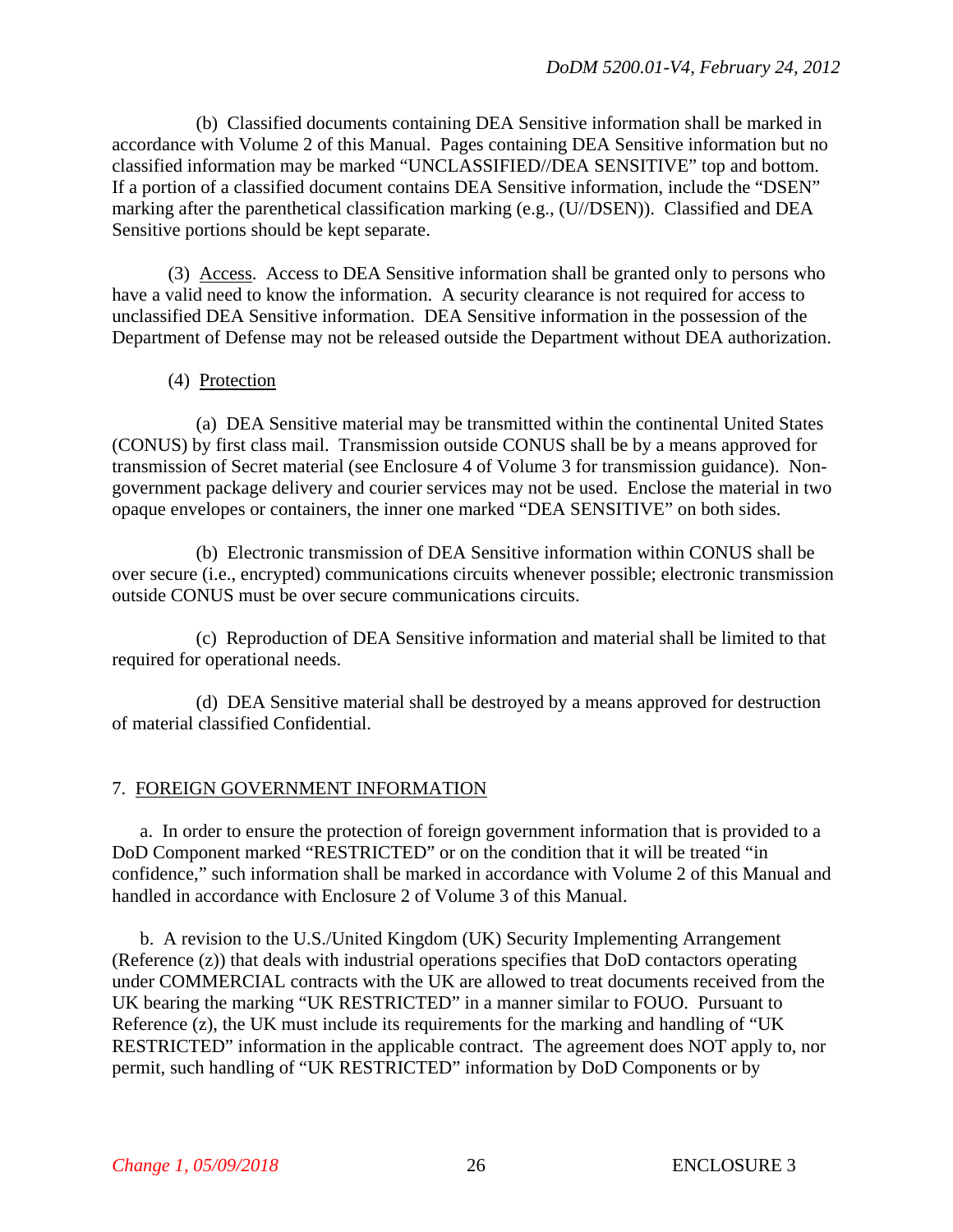(b) Classified documents containing DEA Sensitive information shall be marked in accordance with Volume 2 of this Manual. Pages containing DEA Sensitive information but no classified information may be marked "UNCLASSIFIED//DEA SENSITIVE" top and bottom. If a portion of a classified document contains DEA Sensitive information, include the "DSEN" marking after the parenthetical classification marking (e.g., (U//DSEN)). Classified and DEA Sensitive portions should be kept separate.

(3) Access. Access to DEA Sensitive information shall be granted only to persons who have a valid need to know the information. A security clearance is not required for access to unclassified DEA Sensitive information. DEA Sensitive information in the possession of the Department of Defense may not be released outside the Department without DEA authorization.

(4) Protection

(a) DEA Sensitive material may be transmitted within the continental United States (CONUS) by first class mail. Transmission outside CONUS shall be by a means approved for transmission of Secret material (see Enclosure 4 of Volume 3 for transmission guidance). Non-government package delivery and courier services may not be used. Enclose the material in two opaque envelopes or containers, the inner one marked "DEA SENSITIVE" on both sides.

(b) Electronic transmission of DEA Sensitive information within CONUS shall be over secure (i.e., encrypted) communications circuits whenever possible; electronic transmission outside CONUS must be over secure communications circuits.

(c) Reproduction of DEA Sensitive information and material shall be limited to that required for operational needs.

(d) DEA Sensitive material shall be destroyed by a means approved for destruction of material classified Confidential.

7. FOREIGN GOVERNMENT INFORMATION

a. In order to ensure the protection of foreign government information that is provided to a DoD Component marked "RESTRICTED" or on the condition that it will be treated "in confidence," such information shall be marked in accordance with Volume 2 of this Manual and handled in accordance with Enclosure 2 of Volume 3 of this Manual.

b. A revision to the U.S./United Kingdom (UK) Security Implementing Arrangement (Reference (z)) that deals with industrial operations specifies that DoD contactors operating under COMMERCIAL contracts with the UK are allowed to treat documents received from the UK bearing the marking "UK RESTRICTED" in a manner similar to FOUO. Pursuant to Reference (z), the UK must include its requirements for the marking and handling of "UK RESTRICTED" information in the applicable contract. The agreement does NOT apply to, nor permit, such handling of "UK RESTRICTED" information by DoD Components or by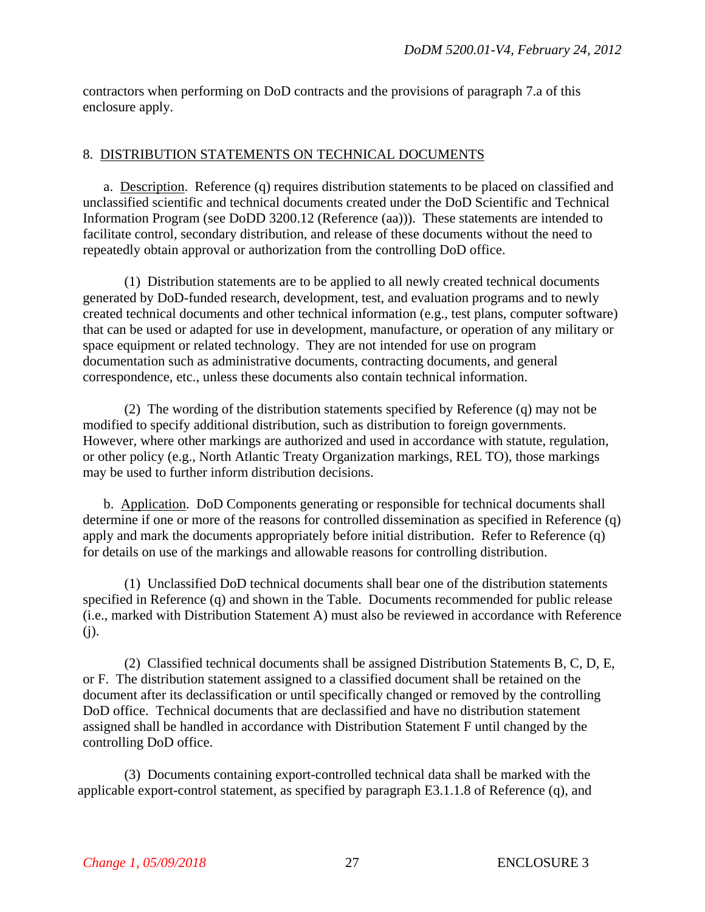contractors when performing on DoD contracts and the provisions of paragraph 7.a of this enclosure apply.

## 8. DISTRIBUTION STATEMENTS ON TECHNICAL DOCUMENTS

a. Description. Reference (q) requires distribution statements to be placed on classified and unclassified scientific and technical documents created under the DoD Scientific and Technical Information Program (see DoDD 3200.12 (Reference (aa))). These statements are intended to facilitate control, secondary distribution, and release of these documents without the need to repeatedly obtain approval or authorization from the controlling DoD office.

(1) Distribution statements are to be applied to all newly created technical documents generated by DoD-funded research, development, test, and evaluation programs and to newly created technical documents and other technical information (e.g., test plans, computer software) that can be used or adapted for use in development, manufacture, or operation of any military or space equipment or related technology. They are not intended for use on program documentation such as administrative documents, contracting documents, and general correspondence, etc., unless these documents also contain technical information.

(2) The wording of the distribution statements specified by Reference (q) may not be modified to specify additional distribution, such as distribution to foreign governments. However, where other markings are authorized and used in accordance with statute, regulation, or other policy (e.g., North Atlantic Treaty Organization markings, REL TO), those markings may be used to further inform distribution decisions.

b. Application. DoD Components generating or responsible for technical documents shall determine if one or more of the reasons for controlled dissemination as specified in Reference (q) apply and mark the documents appropriately before initial distribution. Refer to Reference (q) for details on use of the markings and allowable reasons for controlling distribution.

(1) Unclassified DoD technical documents shall bear one of the distribution statements specified in Reference (q) and shown in the Table. Documents recommended for public release (i.e., marked with Distribution Statement A) must also be reviewed in accordance with Reference (j).

(2) Classified technical documents shall be assigned Distribution Statements B, C, D, E, or F. The distribution statement assigned to a classified document shall be retained on the document after its declassification or until specifically changed or removed by the controlling DoD office. Technical documents that are declassified and have no distribution statement assigned shall be handled in accordance with Distribution Statement F until changed by the controlling DoD office.

(3) Documents containing export-controlled technical data shall be marked with the applicable export-control statement, as specified by paragraph E3.1.1.8 of Reference (q), and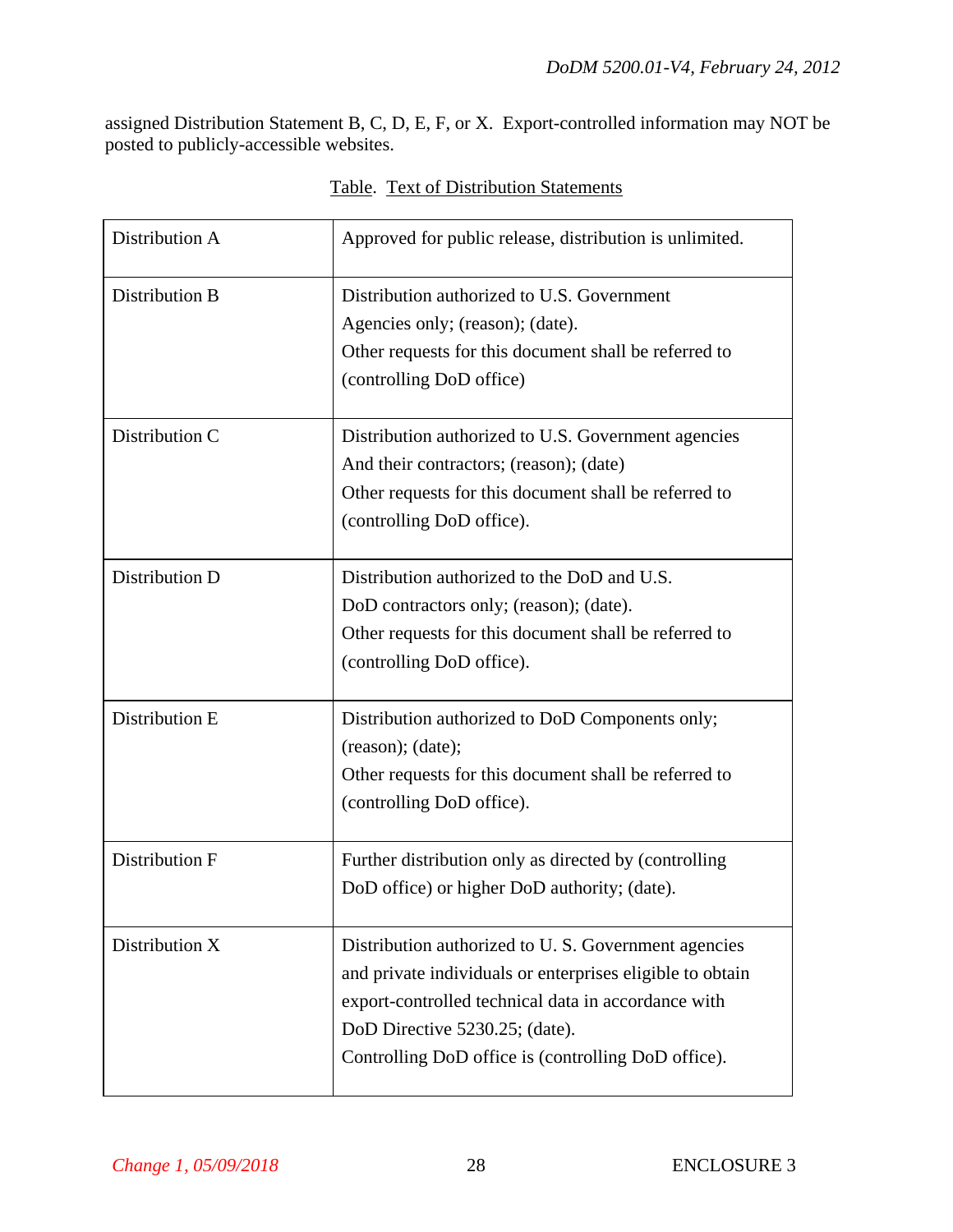assigned Distribution Statement B, C, D, E, F, or X. Export-controlled information may NOT be posted to publicly-accessible websites.

Table. Text of Distribution Statements

| | |
|---|---|
| Distribution A | Approved for public release, distribution is unlimited. |
| Distribution B | Distribution authorized to U.S. Government Agencies only; (reason); (date). Other requests for this document shall be referred to (controlling DoD office) |
| Distribution C | Distribution authorized to U.S. Government agencies And their contractors; (reason); (date) Other requests for this document shall be referred to (controlling DoD office). |
| Distribution D | Distribution authorized to the DoD and U.S. DoD contractors only; (reason); (date). Other requests for this document shall be referred to (controlling DoD office). |
| Distribution E | Distribution authorized to DoD Components only; (reason); (date); Other requests for this document shall be referred to (controlling DoD office). |
| Distribution F | Further distribution only as directed by (controlling DoD office) or higher DoD authority; (date). |
| Distribution X | Distribution authorized to U. S. Government agencies and private individuals or enterprises eligible to obtain export-controlled technical data in accordance with DoD Directive 5230.25; (date). Controlling DoD office is (controlling DoD office). |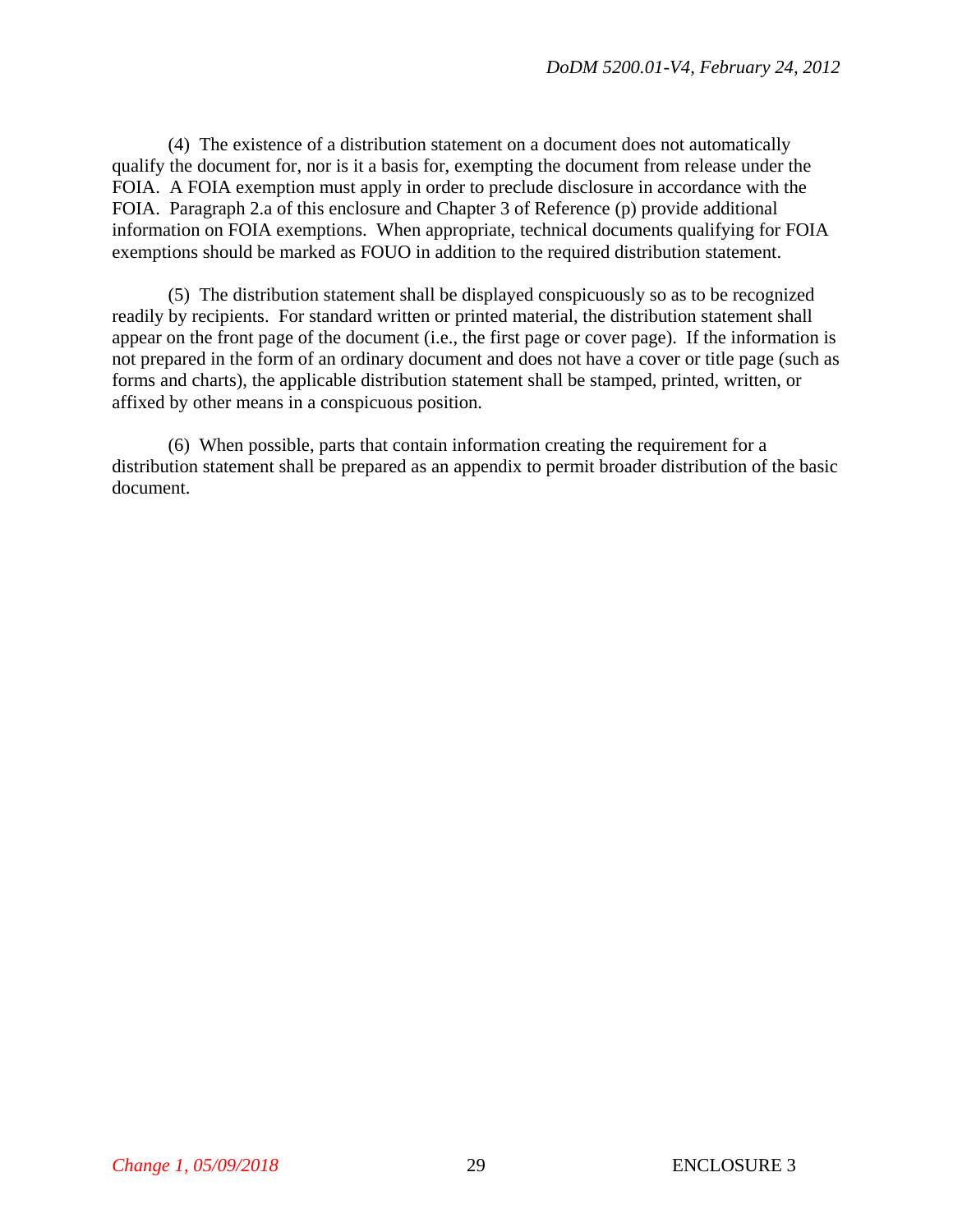(4) The existence of a distribution statement on a document does not automatically qualify the document for, nor is it a basis for, exempting the document from release under the FOIA. A FOIA exemption must apply in order to preclude disclosure in accordance with the FOIA. Paragraph 2.a of this enclosure and Chapter 3 of Reference (p) provide additional information on FOIA exemptions. When appropriate, technical documents qualifying for FOIA exemptions should be marked as FOUO in addition to the required distribution statement.

(5) The distribution statement shall be displayed conspicuously so as to be recognized readily by recipients. For standard written or printed material, the distribution statement shall appear on the front page of the document (i.e., the first page or cover page). If the information is not prepared in the form of an ordinary document and does not have a cover or title page (such as forms and charts), the applicable distribution statement shall be stamped, printed, written, or affixed by other means in a conspicuous position.

(6) When possible, parts that contain information creating the requirement for a distribution statement shall be prepared as an appendix to permit broader distribution of the basic document.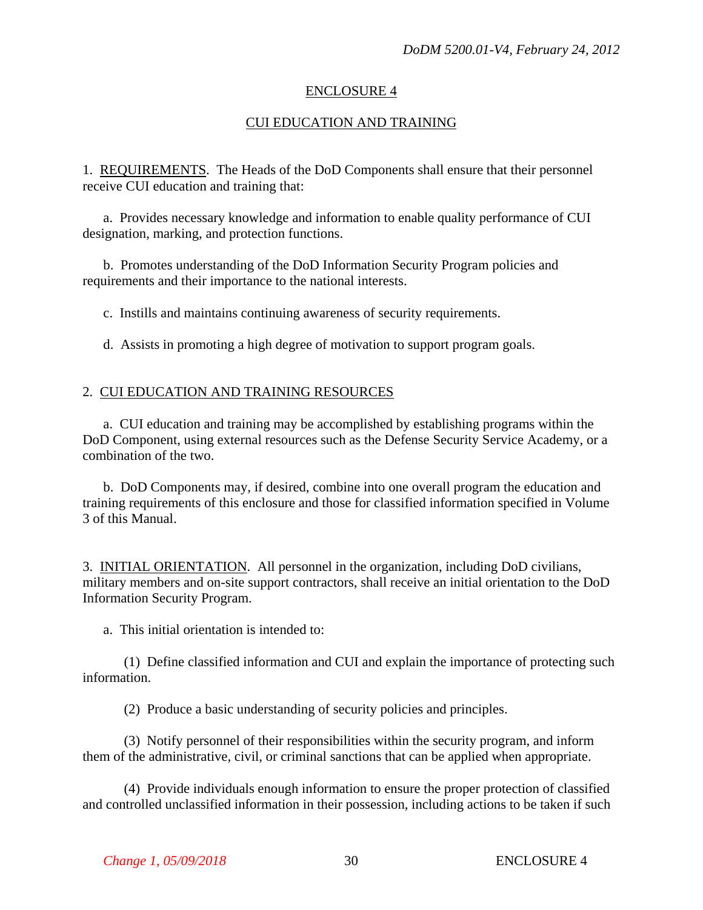## ENCLOSURE 4

## CUI EDUCATION AND TRAINING

1. REQUIREMENTS. The Heads of the DoD Components shall ensure that their personnel receive CUI education and training that:

a. Provides necessary knowledge and information to enable quality performance of CUI designation, marking, and protection functions.

b. Promotes understanding of the DoD Information Security Program policies and requirements and their importance to the national interests.

c. Instills and maintains continuing awareness of security requirements.

d. Assists in promoting a high degree of motivation to support program goals.

2. CUI EDUCATION AND TRAINING RESOURCES

a. CUI education and training may be accomplished by establishing programs within the DoD Component, using external resources such as the Defense Security Service Academy, or a combination of the two.

b. DoD Components may, if desired, combine into one overall program the education and training requirements of this enclosure and those for classified information specified in Volume 3 of this Manual.

3. INITIAL ORIENTATION. All personnel in the organization, including DoD civilians, military members and on-site support contractors, shall receive an initial orientation to the DoD Information Security Program.

a. This initial orientation is intended to:

(1) Define classified information and CUI and explain the importance of protecting such information.

(2) Produce a basic understanding of security policies and principles.

(3) Notify personnel of their responsibilities within the security program, and inform them of the administrative, civil, or criminal sanctions that can be applied when appropriate.

(4) Provide individuals enough information to ensure the proper protection of classified and controlled unclassified information in their possession, including actions to be taken if such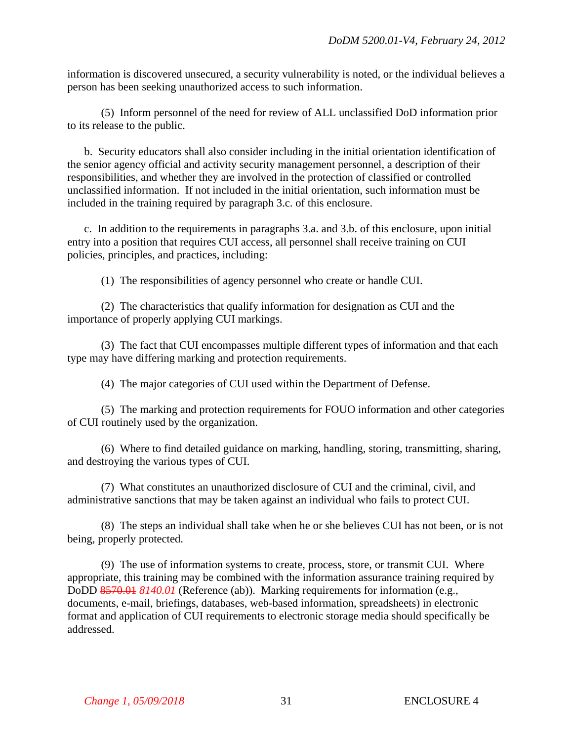information is discovered unsecured, a security vulnerability is noted, or the individual believes a person has been seeking unauthorized access to such information.

(5) Inform personnel of the need for review of ALL unclassified DoD information prior to its release to the public.

b. Security educators shall also consider including in the initial orientation identification of the senior agency official and activity security management personnel, a description of their responsibilities, and whether they are involved in the protection of classified or controlled unclassified information. If not included in the initial orientation, such information must be included in the training required by paragraph 3.c. of this enclosure.

c. In addition to the requirements in paragraphs 3.a. and 3.b. of this enclosure, upon initial entry into a position that requires CUI access, all personnel shall receive training on CUI policies, principles, and practices, including:

(1) The responsibilities of agency personnel who create or handle CUI.

(2) The characteristics that qualify information for designation as CUI and the importance of properly applying CUI markings.

(3) The fact that CUI encompasses multiple different types of information and that each type may have differing marking and protection requirements.

(4) The major categories of CUI used within the Department of Defense.

(5) The marking and protection requirements for FOUO information and other categories of CUI routinely used by the organization.

(6) Where to find detailed guidance on marking, handling, storing, transmitting, sharing, and destroying the various types of CUI.

(7) What constitutes an unauthorized disclosure of CUI and the criminal, civil, and administrative sanctions that may be taken against an individual who fails to protect CUI.

(8) The steps an individual shall take when he or she believes CUI has not been, or is not being, properly protected.

(9) The use of information systems to create, process, store, or transmit CUI. Where appropriate, this training may be combined with the information assurance training required by DoDD ~~8570.01~~ *8140.01* (Reference (ab)). Marking requirements for information (e.g., documents, e-mail, briefings, databases, web-based information, spreadsheets) in electronic format and application of CUI requirements to electronic storage media should specifically be addressed.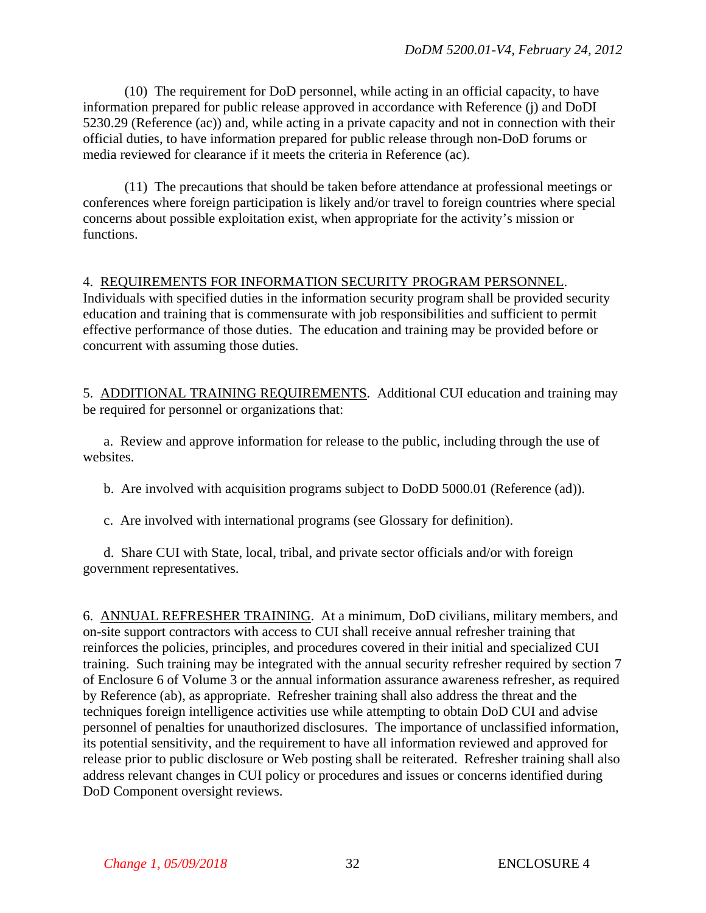(10) The requirement for DoD personnel, while acting in an official capacity, to have information prepared for public release approved in accordance with Reference (j) and DoDI 5230.29 (Reference (ac)) and, while acting in a private capacity and not in connection with their official duties, to have information prepared for public release through non-DoD forums or media reviewed for clearance if it meets the criteria in Reference (ac).

(11) The precautions that should be taken before attendance at professional meetings or conferences where foreign participation is likely and/or travel to foreign countries where special concerns about possible exploitation exist, when appropriate for the activity's mission or functions.

4. REQUIREMENTS FOR INFORMATION SECURITY PROGRAM PERSONNEL. Individuals with specified duties in the information security program shall be provided security education and training that is commensurate with job responsibilities and sufficient to permit effective performance of those duties. The education and training may be provided before or concurrent with assuming those duties.

5. ADDITIONAL TRAINING REQUIREMENTS. Additional CUI education and training may be required for personnel or organizations that:

a. Review and approve information for release to the public, including through the use of websites.

b. Are involved with acquisition programs subject to DoDD 5000.01 (Reference (ad)).

c. Are involved with international programs (see Glossary for definition).

d. Share CUI with State, local, tribal, and private sector officials and/or with foreign government representatives.

6. ANNUAL REFRESHER TRAINING. At a minimum, DoD civilians, military members, and on-site support contractors with access to CUI shall receive annual refresher training that reinforces the policies, principles, and procedures covered in their initial and specialized CUI training. Such training may be integrated with the annual security refresher required by section 7 of Enclosure 6 of Volume 3 or the annual information assurance awareness refresher, as required by Reference (ab), as appropriate. Refresher training shall also address the threat and the techniques foreign intelligence activities use while attempting to obtain DoD CUI and advise personnel of penalties for unauthorized disclosures. The importance of unclassified information, its potential sensitivity, and the requirement to have all information reviewed and approved for release prior to public disclosure or Web posting shall be reiterated. Refresher training shall also address relevant changes in CUI policy or procedures and issues or concerns identified during DoD Component oversight reviews.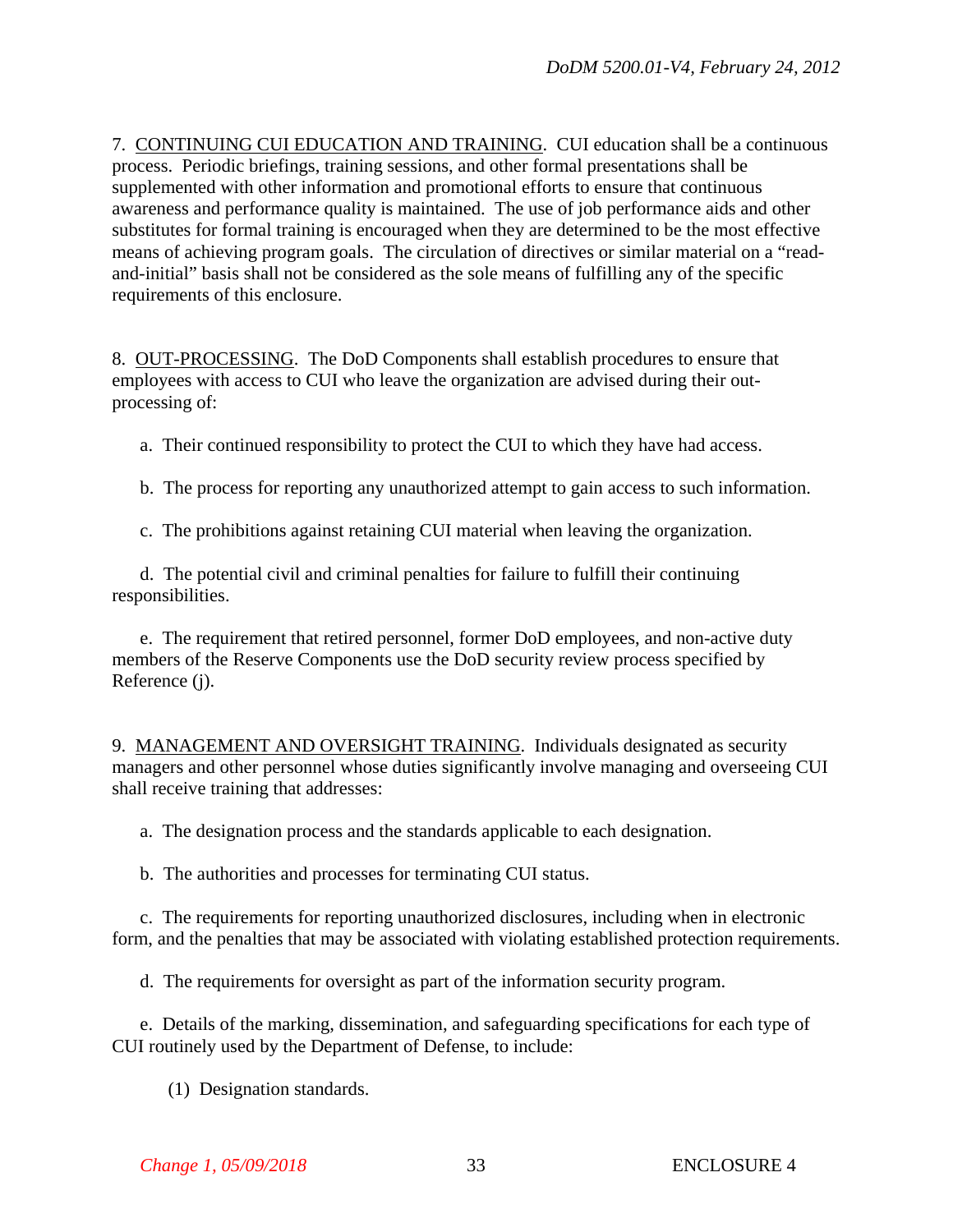7. <u>CONTINUING CUI EDUCATION AND TRAINING</u>. CUI education shall be a continuous process. Periodic briefings, training sessions, and other formal presentations shall be supplemented with other information and promotional efforts to ensure that continuous awareness and performance quality is maintained. The use of job performance aids and other substitutes for formal training is encouraged when they are determined to be the most effective means of achieving program goals. The circulation of directives or similar material on a "read-and-initial" basis shall not be considered as the sole means of fulfilling any of the specific requirements of this enclosure.

8. <u>OUT-PROCESSING</u>. The DoD Components shall establish procedures to ensure that employees with access to CUI who leave the organization are advised during their out-processing of:

a. Their continued responsibility to protect the CUI to which they have had access.

b. The process for reporting any unauthorized attempt to gain access to such information.

c. The prohibitions against retaining CUI material when leaving the organization.

d. The potential civil and criminal penalties for failure to fulfill their continuing responsibilities.

e. The requirement that retired personnel, former DoD employees, and non-active duty members of the Reserve Components use the DoD security review process specified by Reference (j).

9. <u>MANAGEMENT AND OVERSIGHT TRAINING</u>. Individuals designated as security managers and other personnel whose duties significantly involve managing and overseeing CUI shall receive training that addresses:

a. The designation process and the standards applicable to each designation.

b. The authorities and processes for terminating CUI status.

c. The requirements for reporting unauthorized disclosures, including when in electronic form, and the penalties that may be associated with violating established protection requirements.

d. The requirements for oversight as part of the information security program.

e. Details of the marking, dissemination, and safeguarding specifications for each type of CUI routinely used by the Department of Defense, to include:

(1) Designation standards.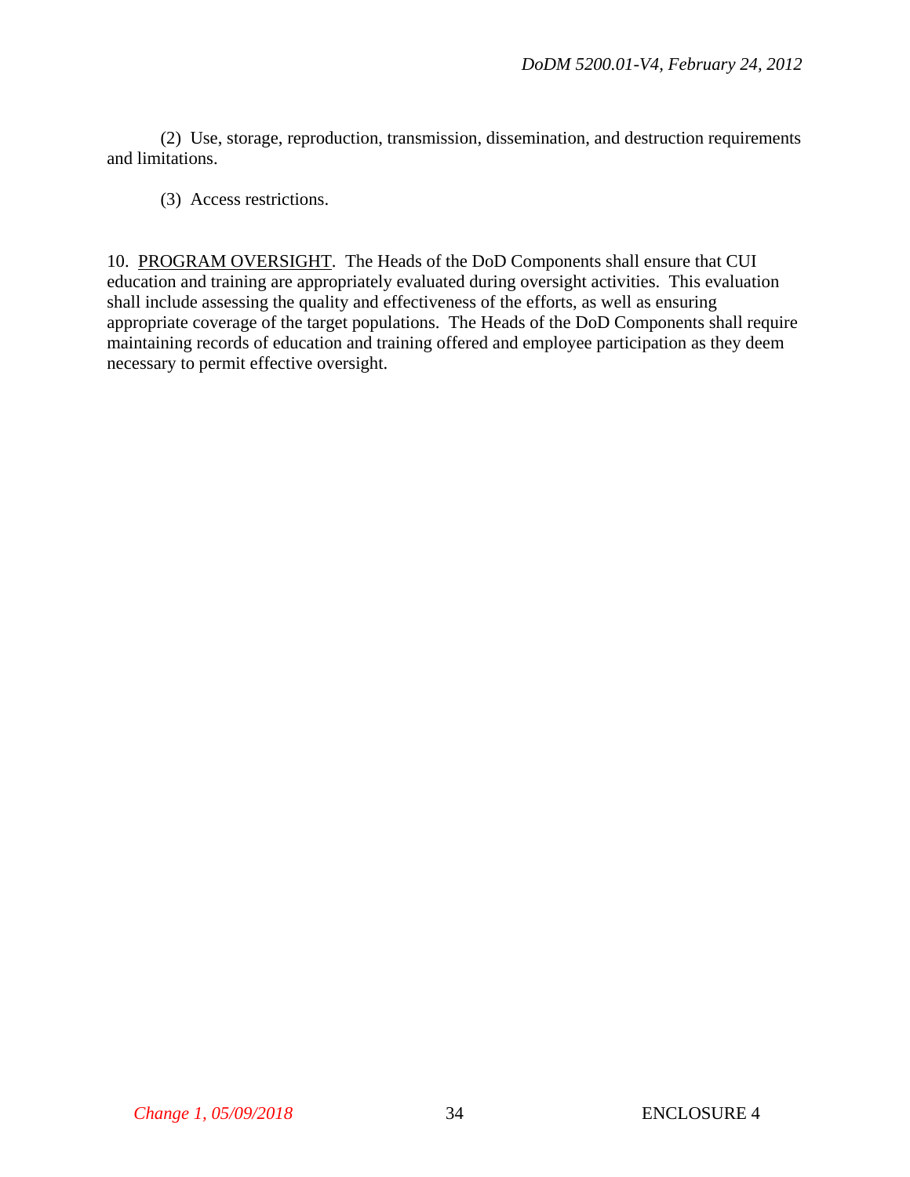(2) Use, storage, reproduction, transmission, dissemination, and destruction requirements and limitations.

(3) Access restrictions.

10. PROGRAM OVERSIGHT. The Heads of the DoD Components shall ensure that CUI education and training are appropriately evaluated during oversight activities. This evaluation shall include assessing the quality and effectiveness of the efforts, as well as ensuring appropriate coverage of the target populations. The Heads of the DoD Components shall require maintaining records of education and training offered and employee participation as they deem necessary to permit effective oversight.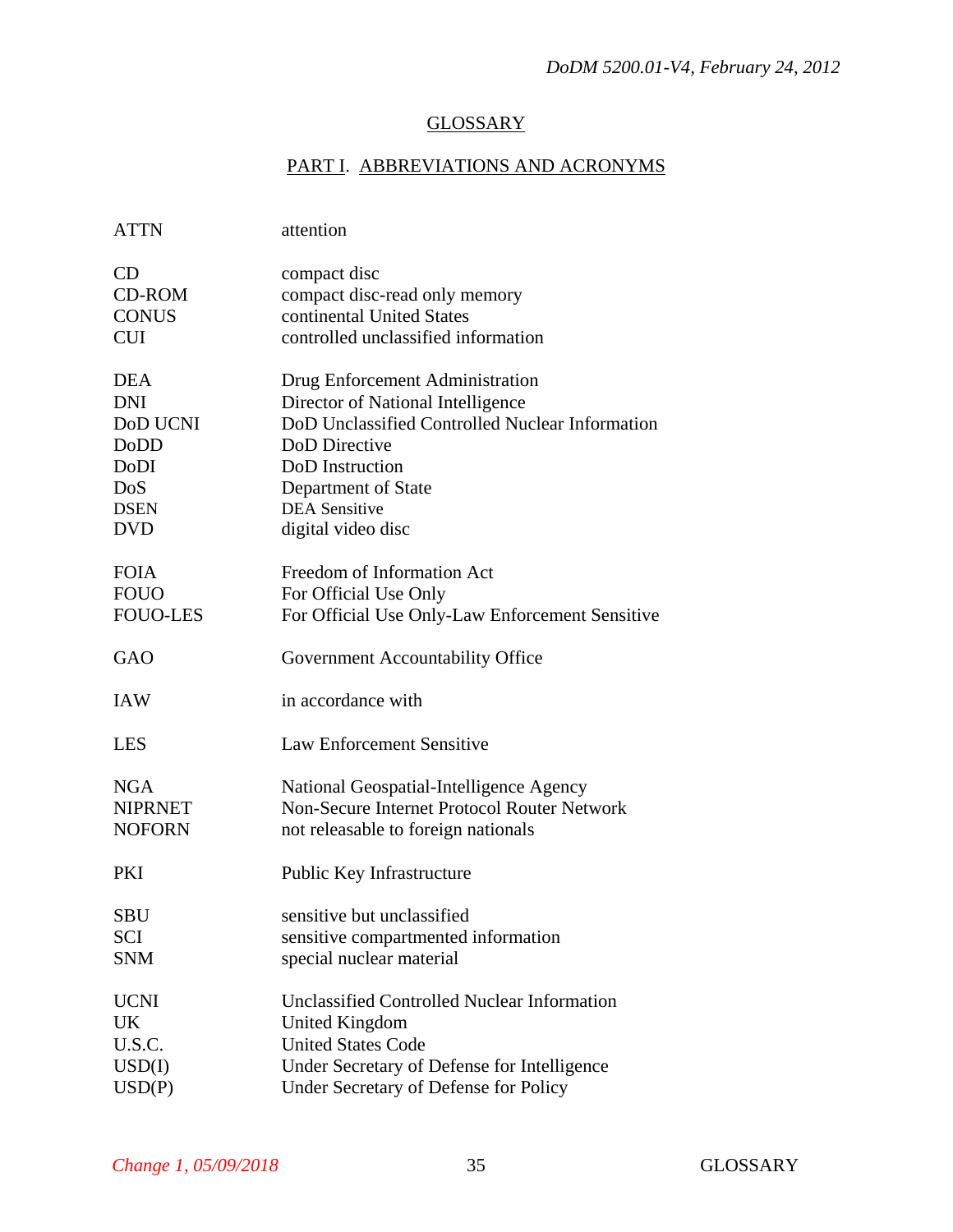# GLOSSARY

## PART I. ABBREVIATIONS AND ACRONYMS

| | |
|---|---|
| ATTN | attention |
| CD | compact disc |
| CD-ROM | compact disc-read only memory |
| CONUS | continental United States |
| CUI | controlled unclassified information |
| DEA | Drug Enforcement Administration |
| DNI | Director of National Intelligence |
| DoD UCNI | DoD Unclassified Controlled Nuclear Information |
| DoDD | DoD Directive |
| DoDI | DoD Instruction |
| DoS | Department of State |
| DSEN | DEA Sensitive |
| DVD | digital video disc |
| FOIA | Freedom of Information Act |
| FOUO | For Official Use Only |
| FOUO-LES | For Official Use Only-Law Enforcement Sensitive |
| GAO | Government Accountability Office |
| IAW | in accordance with |
| LES | Law Enforcement Sensitive |
| NGA | National Geospatial-Intelligence Agency |
| NIPRNET | Non-Secure Internet Protocol Router Network |
| NOFORN | not releasable to foreign nationals |
| PKI | Public Key Infrastructure |
| SBU | sensitive but unclassified |
| SCI | sensitive compartmented information |
| SNM | special nuclear material |
| UCNI | Unclassified Controlled Nuclear Information |
| UK | United Kingdom |
| U.S.C. | United States Code |
| USD(I) | Under Secretary of Defense for Intelligence |
| USD(P) | Under Secretary of Defense for Policy |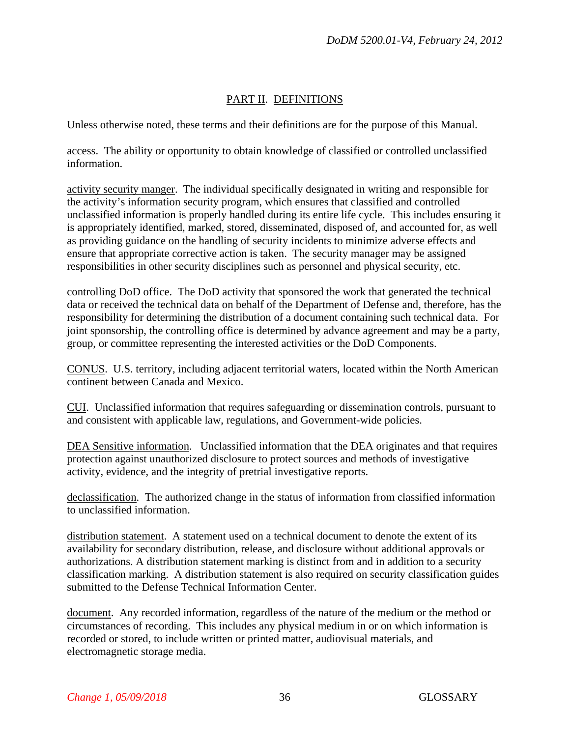## PART II. DEFINITIONS

Unless otherwise noted, these terms and their definitions are for the purpose of this Manual.

access. The ability or opportunity to obtain knowledge of classified or controlled unclassified information.

activity security manger. The individual specifically designated in writing and responsible for the activity's information security program, which ensures that classified and controlled unclassified information is properly handled during its entire life cycle. This includes ensuring it is appropriately identified, marked, stored, disseminated, disposed of, and accounted for, as well as providing guidance on the handling of security incidents to minimize adverse effects and ensure that appropriate corrective action is taken. The security manager may be assigned responsibilities in other security disciplines such as personnel and physical security, etc.

controlling DoD office. The DoD activity that sponsored the work that generated the technical data or received the technical data on behalf of the Department of Defense and, therefore, has the responsibility for determining the distribution of a document containing such technical data. For joint sponsorship, the controlling office is determined by advance agreement and may be a party, group, or committee representing the interested activities or the DoD Components.

CONUS. U.S. territory, including adjacent territorial waters, located within the North American continent between Canada and Mexico.

CUI. Unclassified information that requires safeguarding or dissemination controls, pursuant to and consistent with applicable law, regulations, and Government-wide policies.

DEA Sensitive information. Unclassified information that the DEA originates and that requires protection against unauthorized disclosure to protect sources and methods of investigative activity, evidence, and the integrity of pretrial investigative reports.

declassification. The authorized change in the status of information from classified information to unclassified information.

distribution statement. A statement used on a technical document to denote the extent of its availability for secondary distribution, release, and disclosure without additional approvals or authorizations. A distribution statement marking is distinct from and in addition to a security classification marking. A distribution statement is also required on security classification guides submitted to the Defense Technical Information Center.

document. Any recorded information, regardless of the nature of the medium or the method or circumstances of recording. This includes any physical medium in or on which information is recorded or stored, to include written or printed matter, audiovisual materials, and electromagnetic storage media.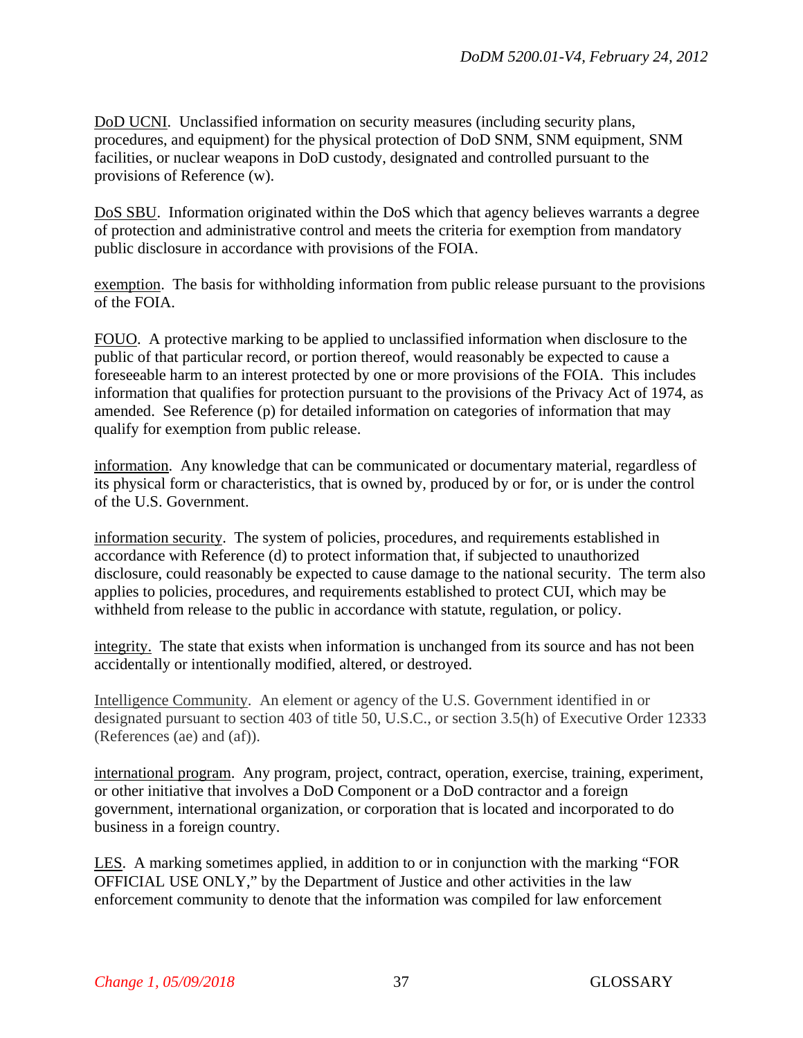DoD UCNI. Unclassified information on security measures (including security plans, procedures, and equipment) for the physical protection of DoD SNM, SNM equipment, SNM facilities, or nuclear weapons in DoD custody, designated and controlled pursuant to the provisions of Reference (w).

DoS SBU. Information originated within the DoS which that agency believes warrants a degree of protection and administrative control and meets the criteria for exemption from mandatory public disclosure in accordance with provisions of the FOIA.

exemption. The basis for withholding information from public release pursuant to the provisions of the FOIA.

FOUO. A protective marking to be applied to unclassified information when disclosure to the public of that particular record, or portion thereof, would reasonably be expected to cause a foreseeable harm to an interest protected by one or more provisions of the FOIA. This includes information that qualifies for protection pursuant to the provisions of the Privacy Act of 1974, as amended. See Reference (p) for detailed information on categories of information that may qualify for exemption from public release.

information. Any knowledge that can be communicated or documentary material, regardless of its physical form or characteristics, that is owned by, produced by or for, or is under the control of the U.S. Government.

information security. The system of policies, procedures, and requirements established in accordance with Reference (d) to protect information that, if subjected to unauthorized disclosure, could reasonably be expected to cause damage to the national security. The term also applies to policies, procedures, and requirements established to protect CUI, which may be withheld from release to the public in accordance with statute, regulation, or policy.

integrity. The state that exists when information is unchanged from its source and has not been accidentally or intentionally modified, altered, or destroyed.

Intelligence Community. An element or agency of the U.S. Government identified in or designated pursuant to section 403 of title 50, U.S.C., or section 3.5(h) of Executive Order 12333 (References (ae) and (af)).

international program. Any program, project, contract, operation, exercise, training, experiment, or other initiative that involves a DoD Component or a DoD contractor and a foreign government, international organization, or corporation that is located and incorporated to do business in a foreign country.

LES. A marking sometimes applied, in addition to or in conjunction with the marking "FOR OFFICIAL USE ONLY," by the Department of Justice and other activities in the law enforcement community to denote that the information was compiled for law enforcement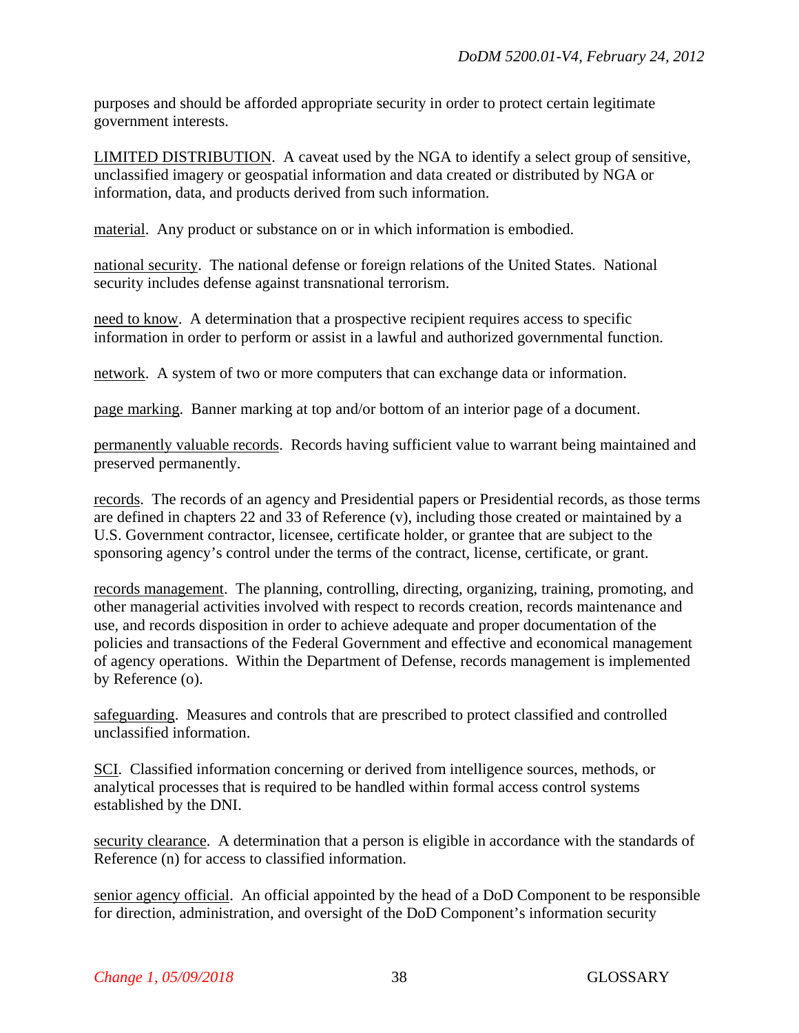purposes and should be afforded appropriate security in order to protect certain legitimate government interests.

LIMITED DISTRIBUTION. A caveat used by the NGA to identify a select group of sensitive, unclassified imagery or geospatial information and data created or distributed by NGA or information, data, and products derived from such information.

material. Any product or substance on or in which information is embodied.

national security. The national defense or foreign relations of the United States. National security includes defense against transnational terrorism.

need to know. A determination that a prospective recipient requires access to specific information in order to perform or assist in a lawful and authorized governmental function.

network. A system of two or more computers that can exchange data or information.

page marking. Banner marking at top and/or bottom of an interior page of a document.

permanently valuable records. Records having sufficient value to warrant being maintained and preserved permanently.

records. The records of an agency and Presidential papers or Presidential records, as those terms are defined in chapters 22 and 33 of Reference (v), including those created or maintained by a U.S. Government contractor, licensee, certificate holder, or grantee that are subject to the sponsoring agency's control under the terms of the contract, license, certificate, or grant.

records management. The planning, controlling, directing, organizing, training, promoting, and other managerial activities involved with respect to records creation, records maintenance and use, and records disposition in order to achieve adequate and proper documentation of the policies and transactions of the Federal Government and effective and economical management of agency operations. Within the Department of Defense, records management is implemented by Reference (o).

safeguarding. Measures and controls that are prescribed to protect classified and controlled unclassified information.

SCI. Classified information concerning or derived from intelligence sources, methods, or analytical processes that is required to be handled within formal access control systems established by the DNI.

security clearance. A determination that a person is eligible in accordance with the standards of Reference (n) for access to classified information.

senior agency official. An official appointed by the head of a DoD Component to be responsible for direction, administration, and oversight of the DoD Component's information security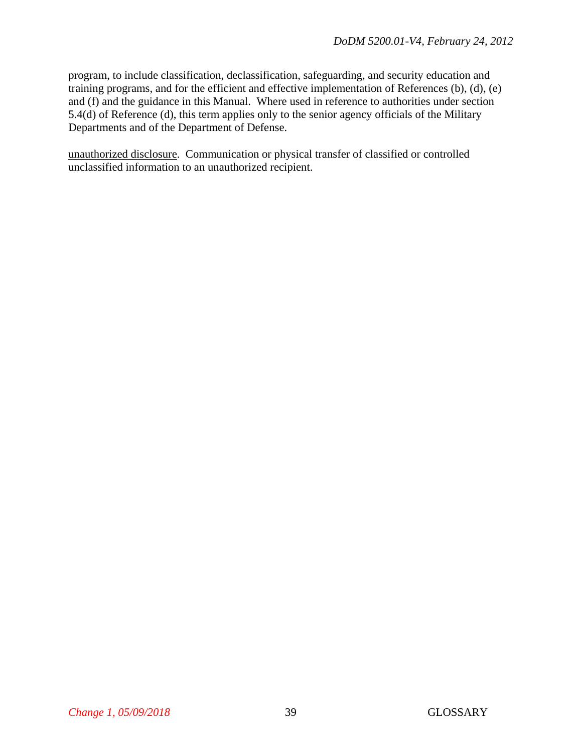program, to include classification, declassification, safeguarding, and security education and training programs, and for the efficient and effective implementation of References (b), (d), (e) and (f) and the guidance in this Manual. Where used in reference to authorities under section 5.4(d) of Reference (d), this term applies only to the senior agency officials of the Military Departments and of the Department of Defense.

unauthorized disclosure. Communication or physical transfer of classified or controlled unclassified information to an unauthorized recipient.